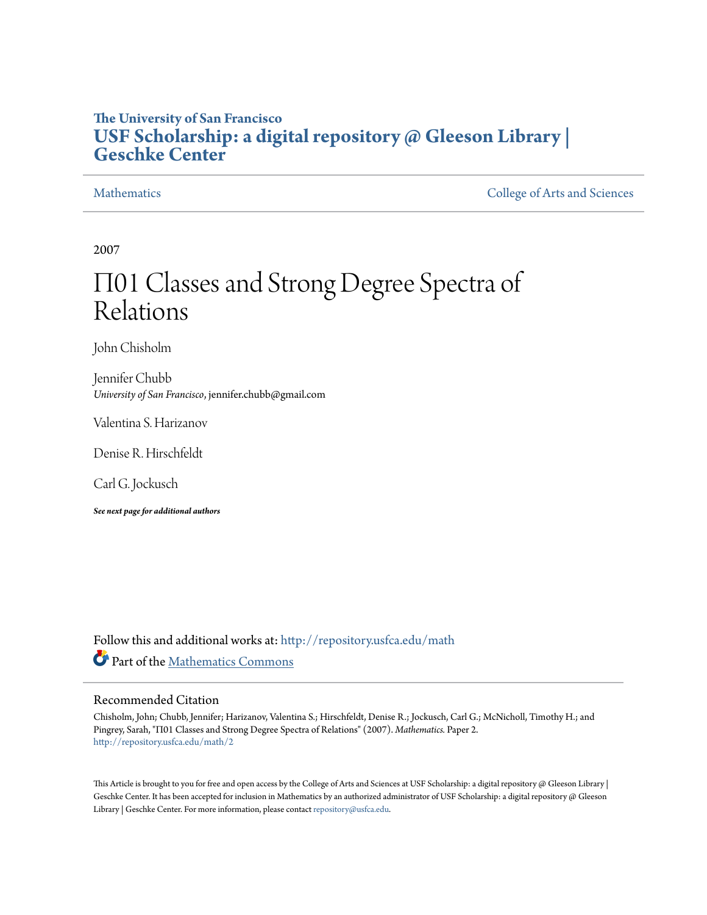The University of San Francisco

# USF Scholarship: a digital repository @ Gleeson Library | Geschke Center

Mathematics | College of Arts and Sciences

2007

# Π01 Classes and Strong Degree Spectra of Relations

John Chisholm

Jennifer Chubb
*University of San Francisco*, jennifer.chubb@gmail.com

Valentina S. Harizanov

Denise R. Hirschfeldt

Carl G. Jockusch

***See next page for additional authors***

Follow this and additional works at: http://repository.usfca.edu/math

Part of the Mathematics Commons

## Recommended Citation

Chisholm, John; Chubb, Jennifer; Harizanov, Valentina S.; Hirschfeldt, Denise R.; Jockusch, Carl G.; McNicholl, Timothy H.; and Pingrey, Sarah, "Π01 Classes and Strong Degree Spectra of Relations" (2007). *Mathematics.* Paper 2.
http://repository.usfca.edu/math/2

This Article is brought to you for free and open access by the College of Arts and Sciences at USF Scholarship: a digital repository @ Gleeson Library | Geschke Center. It has been accepted for inclusion in Mathematics by an authorized administrator of USF Scholarship: a digital repository @ Gleeson Library | Geschke Center. For more information, please contact repository@usfca.edu.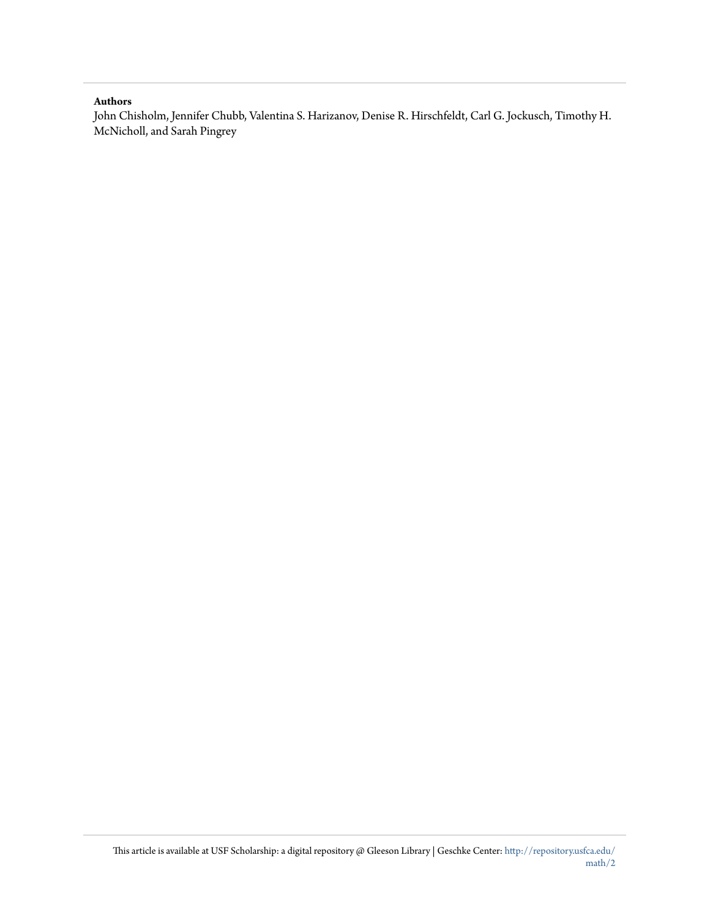**Authors**

John Chisholm, Jennifer Chubb, Valentina S. Harizanov, Denise R. Hirschfeldt, Carl G. Jockusch, Timothy H. McNicholl, and Sarah Pingrey

This article is available at USF Scholarship: a digital repository @ Gleeson Library | Geschke Center: http://repository.usfca.edu/math/2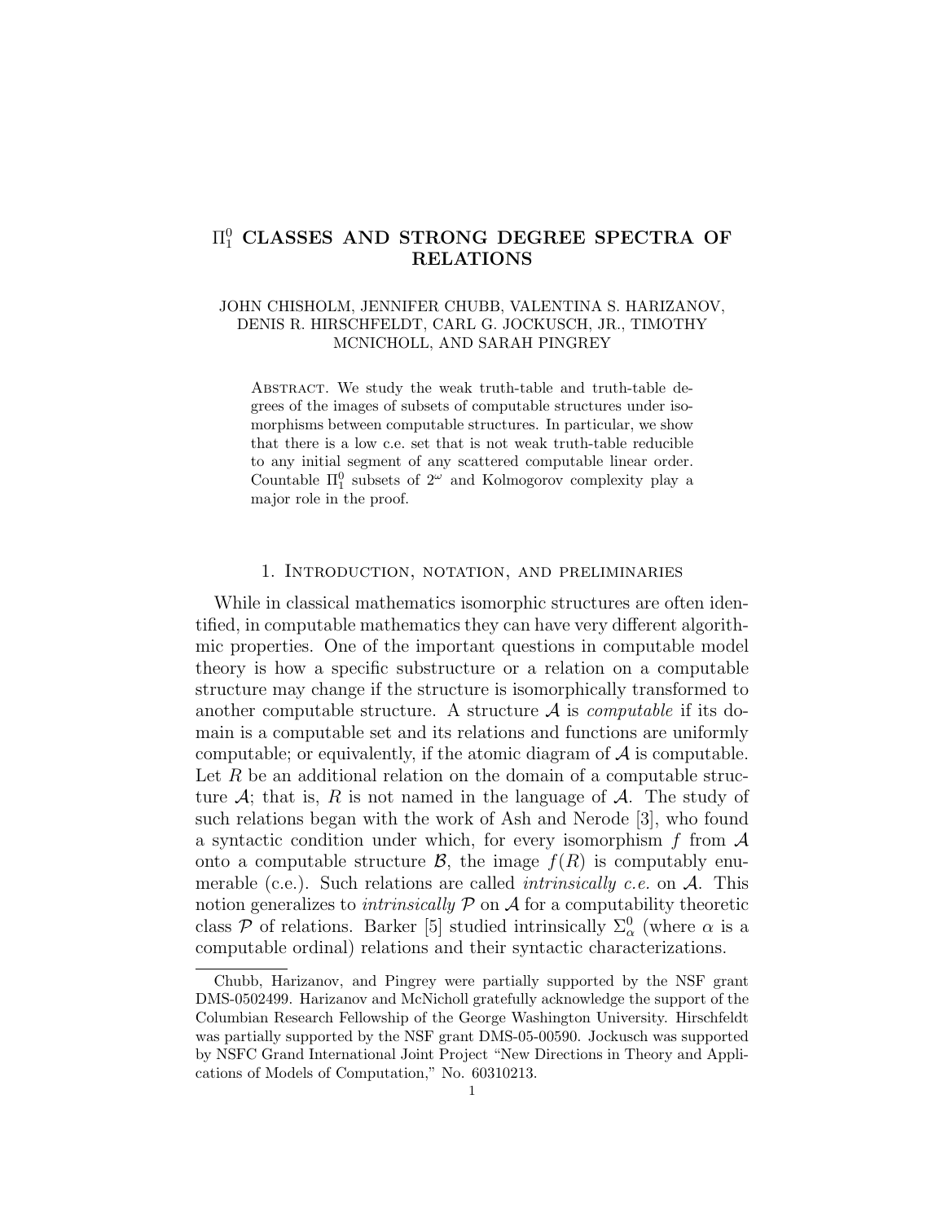# $\Pi^0_1$ CLASSES AND STRONG DEGREE SPECTRA OF RELATIONS

JOHN CHISHOLM, JENNIFER CHUBB, VALENTINA S. HARIZANOV, DENIS R. HIRSCHFELDT, CARL G. JOCKUSCH, JR., TIMOTHY MCNICHOLL, AND SARAH PINGREY

Abstract. We study the weak truth-table and truth-table degrees of the images of subsets of computable structures under isomorphisms between computable structures. In particular, we show that there is a low c.e. set that is not weak truth-table reducible to any initial segment of any scattered computable linear order. Countable $\Pi^0_1$ subsets of $2^\omega$ and Kolmogorov complexity play a major role in the proof.

## 1. Introduction, notation, and preliminaries

While in classical mathematics isomorphic structures are often identified, in computable mathematics they can have very different algorithmic properties. One of the important questions in computable model theory is how a specific substructure or a relation on a computable structure may change if the structure is isomorphically transformed to another computable structure. A structure $\mathcal{A}$ is *computable* if its domain is a computable set and its relations and functions are uniformly computable; or equivalently, if the atomic diagram of $\mathcal{A}$ is computable. Let $R$ be an additional relation on the domain of a computable structure $\mathcal{A}$; that is, $R$ is not named in the language of $\mathcal{A}$. The study of such relations began with the work of Ash and Nerode [3], who found a syntactic condition under which, for every isomorphism $f$ from $\mathcal{A}$ onto a computable structure $\mathcal{B}$, the image $f(R)$ is computably enumerable (c.e.). Such relations are called *intrinsically c.e.* on $\mathcal{A}$. This notion generalizes to *intrinsically* $\mathcal{P}$ on $\mathcal{A}$ for a computability theoretic class $\mathcal{P}$ of relations. Barker [5] studied intrinsically $\Sigma^0_\alpha$ (where $\alpha$ is a computable ordinal) relations and their syntactic characterizations.

Chubb, Harizanov, and Pingrey were partially supported by the NSF grant DMS-0502499. Harizanov and McNicholl gratefully acknowledge the support of the Columbian Research Fellowship of the George Washington University. Hirschfeldt was partially supported by the NSF grant DMS-05-00590. Jockusch was supported by NSFC Grand International Joint Project "New Directions in Theory and Applications of Models of Computation," No. 60310213.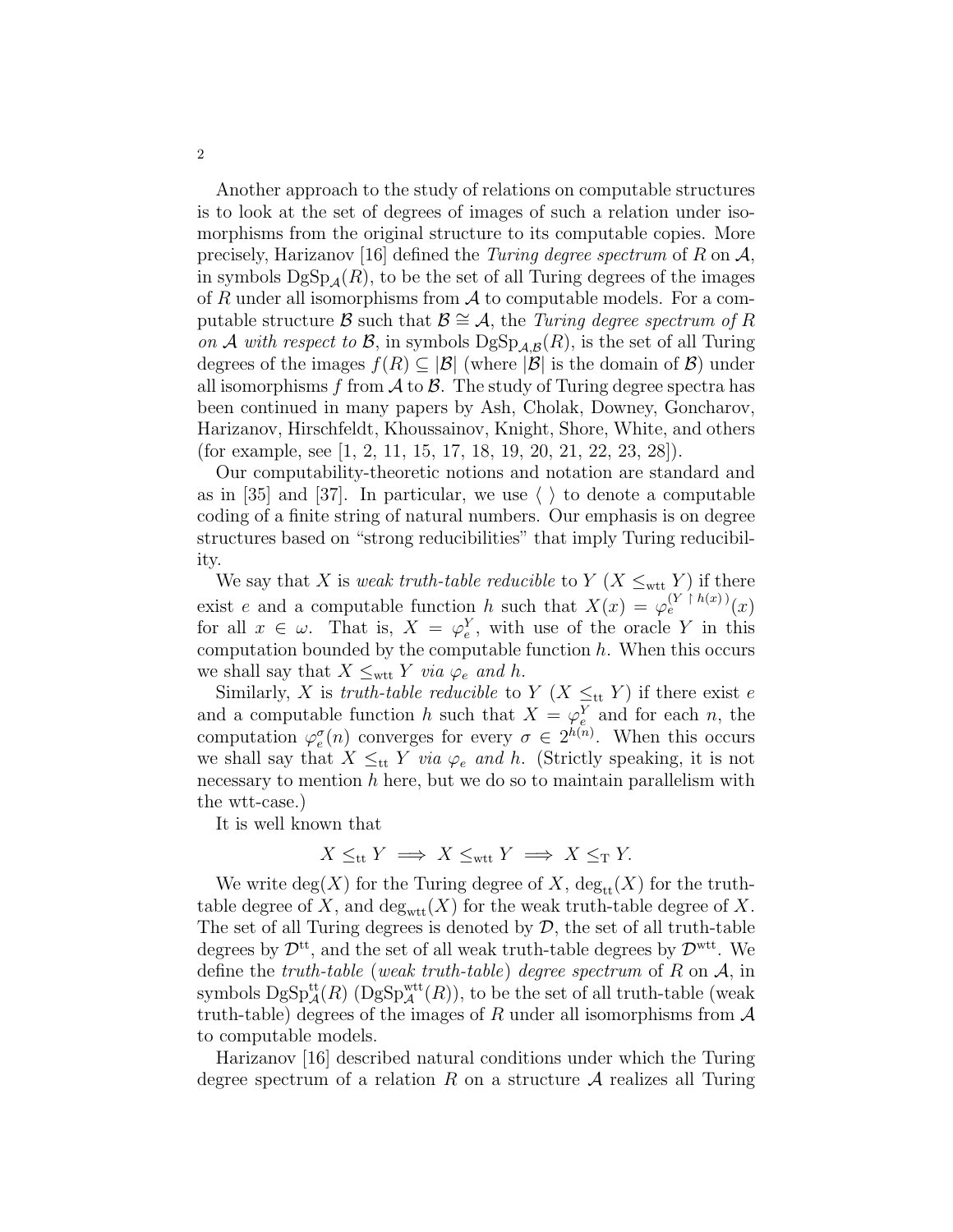Another approach to the study of relations on computable structures is to look at the set of degrees of images of such a relation under isomorphisms from the original structure to its computable copies. More precisely, Harizanov [16] defined the *Turing degree spectrum* of $R$ on $\mathcal{A}$, in symbols $\mathrm{DgSp}_{\mathcal{A}}(R)$, to be the set of all Turing degrees of the images of $R$ under all isomorphisms from $\mathcal{A}$ to computable models. For a computable structure $\mathcal{B}$ such that $\mathcal{B} \cong \mathcal{A}$, the *Turing degree spectrum of $R$ on $\mathcal{A}$ with respect to $\mathcal{B}$*, in symbols $\mathrm{DgSp}_{\mathcal{A},\mathcal{B}}(R)$, is the set of all Turing degrees of the images $f(R) \subseteq |\mathcal{B}|$ (where $|\mathcal{B}|$ is the domain of $\mathcal{B}$) under all isomorphisms $f$ from $\mathcal{A}$ to $\mathcal{B}$. The study of Turing degree spectra has been continued in many papers by Ash, Cholak, Downey, Goncharov, Harizanov, Hirschfeldt, Khoussainov, Knight, Shore, White, and others (for example, see [1, 2, 11, 15, 17, 18, 19, 20, 21, 22, 23, 28]).

Our computability-theoretic notions and notation are standard and as in [35] and [37]. In particular, we use $\langle\ \rangle$ to denote a computable coding of a finite string of natural numbers. Our emphasis is on degree structures based on "strong reducibilities" that imply Turing reducibility.

We say that $X$ is *weak truth-table reducible* to $Y$ ($X \leq_{\mathrm{wtt}} Y$) if there exist $e$ and a computable function $h$ such that $X(x) = \varphi_e^{(Y \upharpoonright h(x))}(x)$ for all $x \in \omega$. That is, $X = \varphi_e^Y$, with use of the oracle $Y$ in this computation bounded by the computable function $h$. When this occurs we shall say that $X \leq_{\mathrm{wtt}} Y$ *via* $\varphi_e$ *and* $h$.

Similarly, $X$ is *truth-table reducible* to $Y$ ($X \leq_{\mathrm{tt}} Y$) if there exist $e$ and a computable function $h$ such that $X = \varphi_e^Y$ and for each $n$, the computation $\varphi_e^\sigma(n)$ converges for every $\sigma \in 2^{h(n)}$. When this occurs we shall say that $X \leq_{\mathrm{tt}} Y$ *via* $\varphi_e$ *and* $h$. (Strictly speaking, it is not necessary to mention $h$ here, but we do so to maintain parallelism with the wtt-case.)

It is well known that

$$X \leq_{\mathrm{tt}} Y \implies X \leq_{\mathrm{wtt}} Y \implies X \leq_{\mathrm{T}} Y.$$

We write $\deg(X)$ for the Turing degree of $X$, $\deg_{\mathrm{tt}}(X)$ for the truth-table degree of $X$, and $\deg_{\mathrm{wtt}}(X)$ for the weak truth-table degree of $X$. The set of all Turing degrees is denoted by $\mathcal{D}$, the set of all truth-table degrees by $\mathcal{D}^{\mathrm{tt}}$, and the set of all weak truth-table degrees by $\mathcal{D}^{\mathrm{wtt}}$. We define the *truth-table* (*weak truth-table*) *degree spectrum* of $R$ on $\mathcal{A}$, in symbols $\mathrm{DgSp}^{\mathrm{tt}}_{\mathcal{A}}(R)$ ($\mathrm{DgSp}^{\mathrm{wtt}}_{\mathcal{A}}(R)$), to be the set of all truth-table (weak truth-table) degrees of the images of $R$ under all isomorphisms from $\mathcal{A}$ to computable models.

Harizanov [16] described natural conditions under which the Turing degree spectrum of a relation $R$ on a structure $\mathcal{A}$ realizes all Turing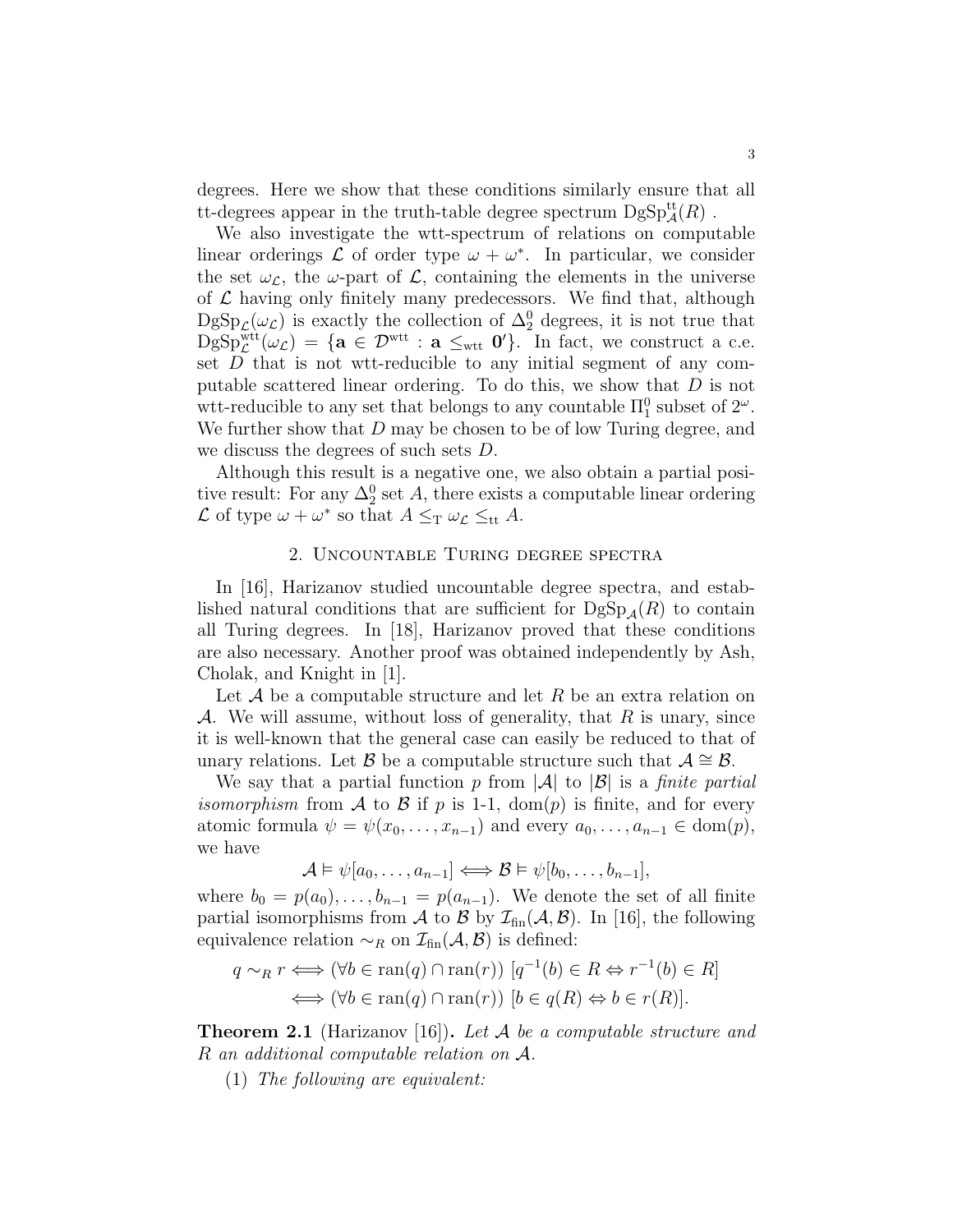degrees. Here we show that these conditions similarly ensure that all tt-degrees appear in the truth-table degree spectrum $\mathrm{DgSp}^{\mathrm{tt}}_{\mathcal{A}}(R)$ .

We also investigate the wtt-spectrum of relations on computable linear orderings $\mathcal{L}$ of order type $\omega + \omega^*$. In particular, we consider the set $\omega_{\mathcal{L}}$, the $\omega$-part of $\mathcal{L}$, containing the elements in the universe of $\mathcal{L}$ having only finitely many predecessors. We find that, although $\mathrm{DgSp}_{\mathcal{L}}(\omega_{\mathcal{L}})$ is exactly the collection of $\Delta^0_2$ degrees, it is not true that $\mathrm{DgSp}^{\mathrm{wtt}}_{\mathcal{L}}(\omega_{\mathcal{L}}) = \{\mathbf{a} \in \mathcal{D}^{\mathrm{wtt}} : \mathbf{a} \leq_{\mathrm{wtt}} \mathbf{0}'\}$. In fact, we construct a c.e. set $D$ that is not wtt-reducible to any initial segment of any computable scattered linear ordering. To do this, we show that $D$ is not wtt-reducible to any set that belongs to any countable $\Pi^0_1$ subset of $2^\omega$. We further show that $D$ may be chosen to be of low Turing degree, and we discuss the degrees of such sets $D$.

Although this result is a negative one, we also obtain a partial positive result: For any $\Delta^0_2$ set $A$, there exists a computable linear ordering $\mathcal{L}$ of type $\omega + \omega^*$ so that $A \leq_{\mathrm{T}} \omega_{\mathcal{L}} \leq_{\mathrm{tt}} A$.

## 2. Uncountable Turing degree spectra

In [16], Harizanov studied uncountable degree spectra, and established natural conditions that are sufficient for $\mathrm{DgSp}_{\mathcal{A}}(R)$ to contain all Turing degrees. In [18], Harizanov proved that these conditions are also necessary. Another proof was obtained independently by Ash, Cholak, and Knight in [1].

Let $\mathcal{A}$ be a computable structure and let $R$ be an extra relation on $\mathcal{A}$. We will assume, without loss of generality, that $R$ is unary, since it is well-known that the general case can easily be reduced to that of unary relations. Let $\mathcal{B}$ be a computable structure such that $\mathcal{A} \cong \mathcal{B}$.

We say that a partial function $p$ from $|\mathcal{A}|$ to $|\mathcal{B}|$ is a *finite partial isomorphism* from $\mathcal{A}$ to $\mathcal{B}$ if $p$ is 1-1, $\mathrm{dom}(p)$ is finite, and for every atomic formula $\psi = \psi(x_0, \dots, x_{n-1})$ and every $a_0, \dots, a_{n-1} \in \mathrm{dom}(p)$, we have

$$\mathcal{A} \vDash \psi[a_0, \dots, a_{n-1}] \Longleftrightarrow \mathcal{B} \vDash \psi[b_0, \dots, b_{n-1}],$$

where $b_0 = p(a_0), \dots, b_{n-1} = p(a_{n-1})$. We denote the set of all finite partial isomorphisms from $\mathcal{A}$ to $\mathcal{B}$ by $\mathcal{I}_{\mathrm{fin}}(\mathcal{A}, \mathcal{B})$. In [16], the following equivalence relation $\sim_R$ on $\mathcal{I}_{\mathrm{fin}}(\mathcal{A}, \mathcal{B})$ is defined:

$$\begin{aligned} q \sim_R r &\Longleftrightarrow (\forall b \in \mathrm{ran}(q) \cap \mathrm{ran}(r))\ [q^{-1}(b) \in R \Leftrightarrow r^{-1}(b) \in R] \\ &\Longleftrightarrow (\forall b \in \mathrm{ran}(q) \cap \mathrm{ran}(r))\ [b \in q(R) \Leftrightarrow b \in r(R)]. \end{aligned}$$

**Theorem 2.1** (Harizanov [16]). *Let $\mathcal{A}$ be a computable structure and $R$ an additional computable relation on $\mathcal{A}$.*

(1) *The following are equivalent:*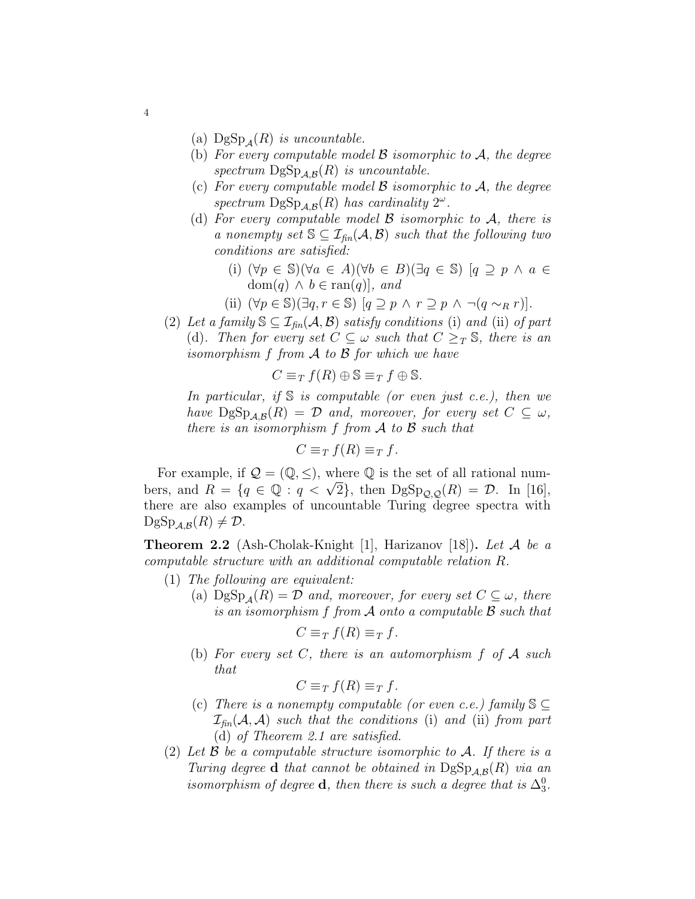(a) $\mathrm{DgSp}_{\mathcal{A}}(R)$ *is uncountable.*

(b) *For every computable model* $\mathcal{B}$ *isomorphic to* $\mathcal{A}$*, the degree spectrum* $\mathrm{DgSp}_{\mathcal{A},\mathcal{B}}(R)$ *is uncountable.*

(c) *For every computable model* $\mathcal{B}$ *isomorphic to* $\mathcal{A}$*, the degree spectrum* $\mathrm{DgSp}_{\mathcal{A},\mathcal{B}}(R)$ *has cardinality* $2^{\omega}$.

(d) *For every computable model* $\mathcal{B}$ *isomorphic to* $\mathcal{A}$*, there is a nonempty set* $\mathbb{S} \subseteq \mathcal{I}_{fin}(\mathcal{A}, \mathcal{B})$ *such that the following two conditions are satisfied:*

   (i) $(\forall p \in \mathbb{S})(\forall a \in A)(\forall b \in B)(\exists q \in \mathbb{S})\ [q \supseteq p \wedge a \in \mathrm{dom}(q) \wedge b \in \mathrm{ran}(q)]$*, and*

   (ii) $(\forall p \in \mathbb{S})(\exists q, r \in \mathbb{S})\ [q \supseteq p \wedge r \supseteq p \wedge \neg(q \sim_R r)]$.

(2) *Let a family* $\mathbb{S} \subseteq \mathcal{I}_{fin}(\mathcal{A}, \mathcal{B})$ *satisfy conditions* (i) *and* (ii) *of part* (d)*. Then for every set* $C \subseteq \omega$ *such that* $C \geq_T \mathbb{S}$*, there is an isomorphism* $f$ *from* $\mathcal{A}$ *to* $\mathcal{B}$ *for which we have*

$$C \equiv_T f(R) \oplus \mathbb{S} \equiv_T f \oplus \mathbb{S}.$$

*In particular, if* $\mathbb{S}$ *is computable (or even just c.e.), then we have* $\mathrm{DgSp}_{\mathcal{A},\mathcal{B}}(R) = \mathcal{D}$ *and, moreover, for every set* $C \subseteq \omega$*, there is an isomorphism* $f$ *from* $\mathcal{A}$ *to* $\mathcal{B}$ *such that*

$$C \equiv_T f(R) \equiv_T f.$$

For example, if $\mathcal{Q} = (\mathbb{Q}, \leq)$, where $\mathbb{Q}$ is the set of all rational numbers, and $R = \{q \in \mathbb{Q} : q < \sqrt{2}\}$, then $\mathrm{DgSp}_{\mathcal{Q},\mathcal{Q}}(R) = \mathcal{D}$. In [16], there are also examples of uncountable Turing degree spectra with $\mathrm{DgSp}_{\mathcal{A},\mathcal{B}}(R) \neq \mathcal{D}$.

**Theorem 2.2** (Ash-Cholak-Knight [1], Harizanov [18])**.** *Let* $\mathcal{A}$ *be a computable structure with an additional computable relation* $R$.

(1) *The following are equivalent:*

   (a) $\mathrm{DgSp}_{\mathcal{A}}(R) = \mathcal{D}$ *and, moreover, for every set* $C \subseteq \omega$*, there is an isomorphism* $f$ *from* $\mathcal{A}$ *onto a computable* $\mathcal{B}$ *such that*

$$C \equiv_T f(R) \equiv_T f.$$

   (b) *For every set* $C$*, there is an automorphism* $f$ *of* $\mathcal{A}$ *such that*

$$C \equiv_T f(R) \equiv_T f.$$

   (c) *There is a nonempty computable (or even c.e.) family* $\mathbb{S} \subseteq \mathcal{I}_{fin}(\mathcal{A}, \mathcal{A})$ *such that the conditions* (i) *and* (ii) *from part* (d) *of Theorem 2.1 are satisfied.*

(2) *Let* $\mathcal{B}$ *be a computable structure isomorphic to* $\mathcal{A}$*. If there is a Turing degree* $\mathbf{d}$ *that cannot be obtained in* $\mathrm{DgSp}_{\mathcal{A},\mathcal{B}}(R)$ *via an isomorphism of degree* $\mathbf{d}$*, then there is such a degree that is* $\Delta^0_3$.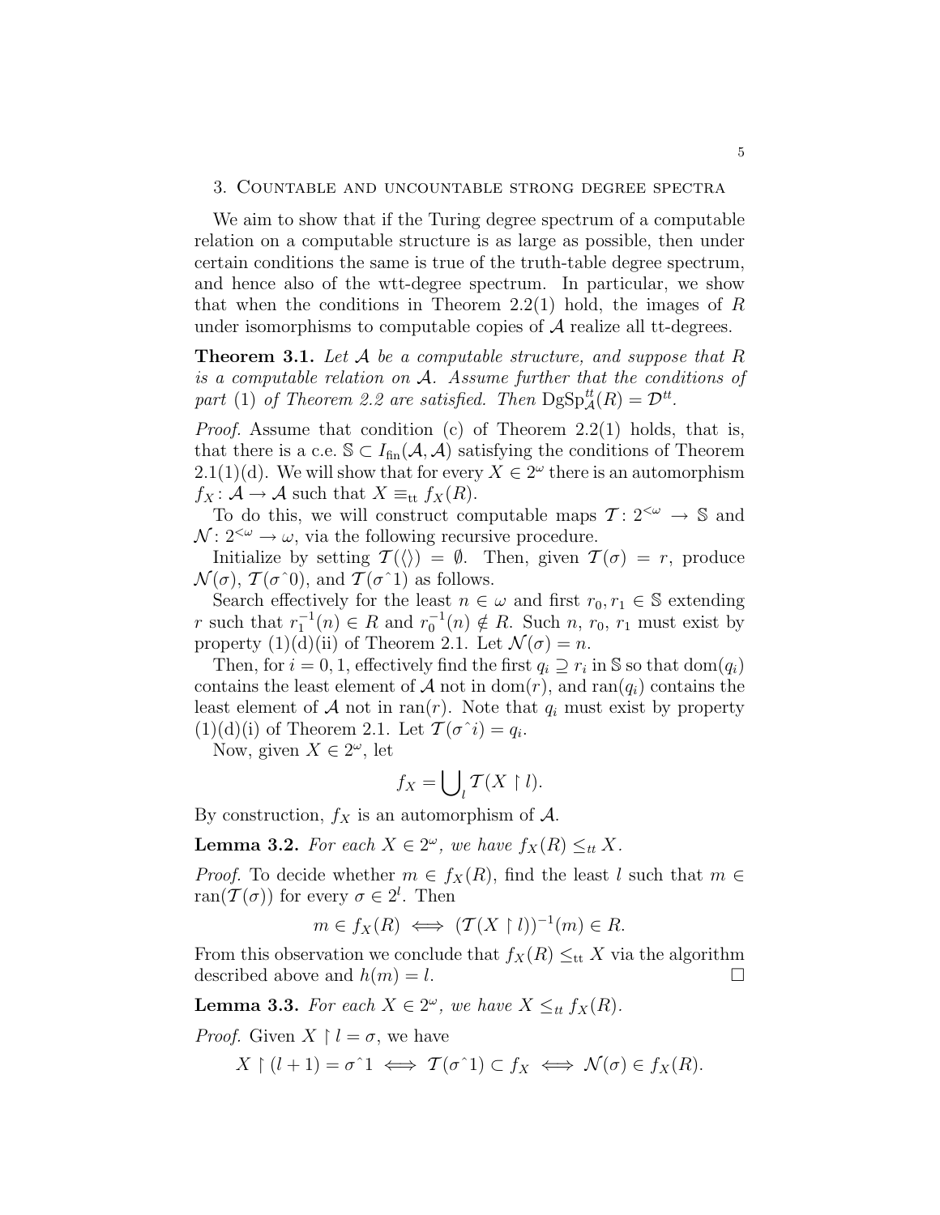## 3. Countable and uncountable strong degree spectra

We aim to show that if the Turing degree spectrum of a computable relation on a computable structure is as large as possible, then under certain conditions the same is true of the truth-table degree spectrum, and hence also of the wtt-degree spectrum. In particular, we show that when the conditions in Theorem 2.2(1) hold, the images of $R$ under isomorphisms to computable copies of $\mathcal{A}$ realize all tt-degrees.

**Theorem 3.1.** *Let $\mathcal{A}$ be a computable structure, and suppose that $R$ is a computable relation on $\mathcal{A}$. Assume further that the conditions of part* (1) *of Theorem 2.2 are satisfied. Then $\mathrm{DgSp}^{tt}_{\mathcal{A}}(R) = \mathcal{D}^{tt}$.*

*Proof.* Assume that condition (c) of Theorem 2.2(1) holds, that is, that there is a c.e. $\mathbb{S} \subset I_{\mathrm{fin}}(\mathcal{A}, \mathcal{A})$ satisfying the conditions of Theorem 2.1(1)(d). We will show that for every $X \in 2^\omega$ there is an automorphism $f_X : \mathcal{A} \to \mathcal{A}$ such that $X \equiv_{\mathrm{tt}} f_X(R)$.

To do this, we will construct computable maps $\mathcal{T} : 2^{<\omega} \to \mathbb{S}$ and $\mathcal{N} : 2^{<\omega} \to \omega$, via the following recursive procedure.

Initialize by setting $\mathcal{T}(\langle\rangle) = \emptyset$. Then, given $\mathcal{T}(\sigma) = r$, produce $\mathcal{N}(\sigma)$, $\mathcal{T}(\sigma\hat{\ }0)$, and $\mathcal{T}(\sigma\hat{\ }1)$ as follows.

Search effectively for the least $n \in \omega$ and first $r_0, r_1 \in \mathbb{S}$ extending $r$ such that $r_1^{-1}(n) \in R$ and $r_0^{-1}(n) \notin R$. Such $n$, $r_0$, $r_1$ must exist by property (1)(d)(ii) of Theorem 2.1. Let $\mathcal{N}(\sigma) = n$.

Then, for $i = 0, 1$, effectively find the first $q_i \supseteq r_i$ in $\mathbb{S}$ so that $\mathrm{dom}(q_i)$ contains the least element of $\mathcal{A}$ not in $\mathrm{dom}(r)$, and $\mathrm{ran}(q_i)$ contains the least element of $\mathcal{A}$ not in $\mathrm{ran}(r)$. Note that $q_i$ must exist by property (1)(d)(i) of Theorem 2.1. Let $\mathcal{T}(\sigma\hat{\ }i) = q_i$.

Now, given $X \in 2^\omega$, let

$$f_X = \bigcup_l \mathcal{T}(X \upharpoonright l).$$

By construction, $f_X$ is an automorphism of $\mathcal{A}$.

**Lemma 3.2.** *For each $X \in 2^\omega$, we have $f_X(R) \leq_{tt} X$.*

*Proof.* To decide whether $m \in f_X(R)$, find the least $l$ such that $m \in \mathrm{ran}(\mathcal{T}(\sigma))$ for every $\sigma \in 2^l$. Then

$$m \in f_X(R) \iff (\mathcal{T}(X \upharpoonright l))^{-1}(m) \in R.$$

From this observation we conclude that $f_X(R) \leq_{\mathrm{tt}} X$ via the algorithm described above and $h(m) = l$. □

**Lemma 3.3.** *For each $X \in 2^\omega$, we have $X \leq_{tt} f_X(R)$.*

*Proof.* Given $X \upharpoonright l = \sigma$, we have

$$X \upharpoonright (l+1) = \sigma\hat{\ }1 \iff \mathcal{T}(\sigma\hat{\ }1) \subset f_X \iff \mathcal{N}(\sigma) \in f_X(R).$$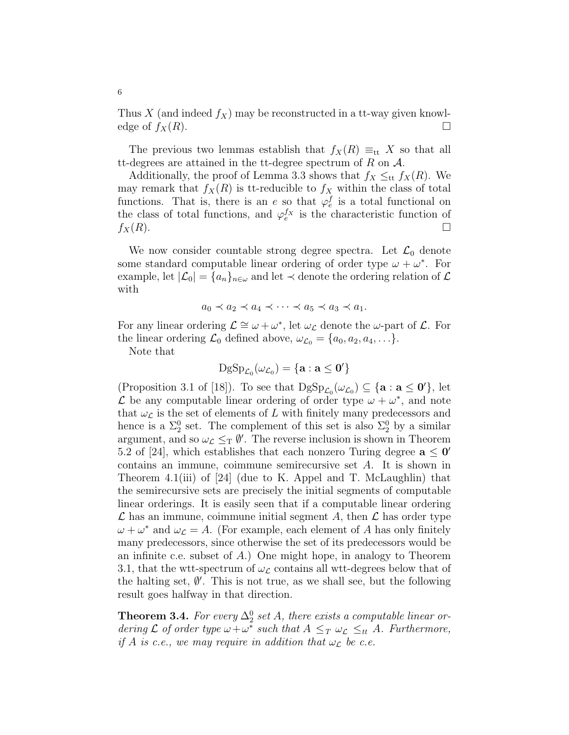Thus $X$ (and indeed $f_X$) may be reconstructed in a tt-way given knowledge of $f_X(R)$. □

The previous two lemmas establish that $f_X(R) \equiv_{\mathrm{tt}} X$ so that all tt-degrees are attained in the tt-degree spectrum of $R$ on $\mathcal{A}$.

Additionally, the proof of Lemma 3.3 shows that $f_X \leq_{\mathrm{tt}} f_X(R)$. We may remark that $f_X(R)$ is tt-reducible to $f_X$ within the class of total functions. That is, there is an $e$ so that $\varphi_e^f$ is a total functional on the class of total functions, and $\varphi_e^{f_X}$ is the characteristic function of $f_X(R)$. □

We now consider countable strong degree spectra. Let $\mathcal{L}_0$ denote some standard computable linear ordering of order type $\omega + \omega^*$. For example, let $|\mathcal{L}_0| = \{a_n\}_{n\in\omega}$ and let $\prec$ denote the ordering relation of $\mathcal{L}$ with

$$a_0 \prec a_2 \prec a_4 \prec \cdots \prec a_5 \prec a_3 \prec a_1.$$

For any linear ordering $\mathcal{L} \cong \omega + \omega^*$, let $\omega_{\mathcal{L}}$ denote the $\omega$-part of $\mathcal{L}$. For the linear ordering $\mathcal{L}_0$ defined above, $\omega_{\mathcal{L}_0} = \{a_0, a_2, a_4, \ldots\}$.

Note that

$$\mathrm{DgSp}_{\mathcal{L}_0}(\omega_{\mathcal{L}_0}) = \{\mathbf{a} : \mathbf{a} \leq \mathbf{0}'\}$$

(Proposition 3.1 of [18]). To see that $\mathrm{DgSp}_{\mathcal{L}_0}(\omega_{\mathcal{L}_0}) \subseteq \{\mathbf{a} : \mathbf{a} \leq \mathbf{0}'\}$, let $\mathcal{L}$ be any computable linear ordering of order type $\omega + \omega^*$, and note that $\omega_{\mathcal{L}}$ is the set of elements of $L$ with finitely many predecessors and hence is a $\Sigma^0_2$ set. The complement of this set is also $\Sigma^0_2$ by a similar argument, and so $\omega_{\mathcal{L}} \leq_{\mathrm{T}} \emptyset'$. The reverse inclusion is shown in Theorem 5.2 of [24], which establishes that each nonzero Turing degree $\mathbf{a} \leq \mathbf{0}'$ contains an immune, coimmune semirecursive set $A$. It is shown in Theorem 4.1(iii) of [24] (due to K. Appel and T. McLaughlin) that the semirecursive sets are precisely the initial segments of computable linear orderings. It is easily seen that if a computable linear ordering $\mathcal{L}$ has an immune, coimmune initial segment $A$, then $\mathcal{L}$ has order type $\omega + \omega^*$ and $\omega_{\mathcal{L}} = A$. (For example, each element of $A$ has only finitely many predecessors, since otherwise the set of its predecessors would be an infinite c.e. subset of $A$.) One might hope, in analogy to Theorem 3.1, that the wtt-spectrum of $\omega_{\mathcal{L}}$ contains all wtt-degrees below that of the halting set, $\emptyset'$. This is not true, as we shall see, but the following result goes halfway in that direction.

**Theorem 3.4.** *For every $\Delta^0_2$ set $A$, there exists a computable linear ordering $\mathcal{L}$ of order type $\omega+\omega^*$ such that $A \leq_T \omega_{\mathcal{L}} \leq_{tt} A$. Furthermore, if $A$ is c.e., we may require in addition that $\omega_{\mathcal{L}}$ be c.e.*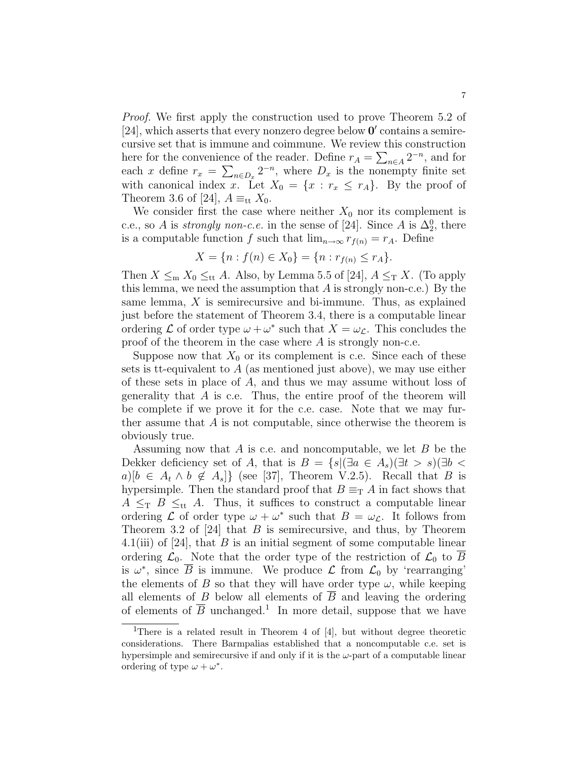*Proof.* We first apply the construction used to prove Theorem 5.2 of [24], which asserts that every nonzero degree below $\mathbf{0}'$ contains a semirecursive set that is immune and coimmune. We review this construction here for the convenience of the reader. Define $r_A = \sum_{n \in A} 2^{-n}$, and for each $x$ define $r_x = \sum_{n \in D_x} 2^{-n}$, where $D_x$ is the nonempty finite set with canonical index $x$. Let $X_0 = \{x : r_x \leq r_A\}$. By the proof of Theorem 3.6 of [24], $A \equiv_{\text{tt}} X_0$.

We consider first the case where neither $X_0$ nor its complement is c.e., so $A$ is *strongly non-c.e.* in the sense of [24]. Since $A$ is $\Delta^0_2$, there is a computable function $f$ such that $\lim_{n \to \infty} r_{f(n)} = r_A$. Define

$$X = \{n : f(n) \in X_0\} = \{n : r_{f(n)} \leq r_A\}.$$

Then $X \leq_{\text{m}} X_0 \leq_{\text{tt}} A$. Also, by Lemma 5.5 of [24], $A \leq_{\text{T}} X$. (To apply this lemma, we need the assumption that $A$ is strongly non-c.e.) By the same lemma, $X$ is semirecursive and bi-immune. Thus, as explained just before the statement of Theorem 3.4, there is a computable linear ordering $\mathcal{L}$ of order type $\omega + \omega^*$ such that $X = \omega_{\mathcal{L}}$. This concludes the proof of the theorem in the case where $A$ is strongly non-c.e.

Suppose now that $X_0$ or its complement is c.e. Since each of these sets is tt-equivalent to $A$ (as mentioned just above), we may use either of these sets in place of $A$, and thus we may assume without loss of generality that $A$ is c.e. Thus, the entire proof of the theorem will be complete if we prove it for the c.e. case. Note that we may further assume that $A$ is not computable, since otherwise the theorem is obviously true.

Assuming now that $A$ is c.e. and noncomputable, we let $B$ be the Dekker deficiency set of $A$, that is $B = \{s | (\exists a \in A_s)(\exists t > s)(\exists b < a)[b \in A_t \wedge b \notin A_s]\}$ (see [37], Theorem V.2.5). Recall that $B$ is hypersimple. Then the standard proof that $B \equiv_{\text{T}} A$ in fact shows that $A \leq_{\text{T}} B \leq_{\text{tt}} A$. Thus, it suffices to construct a computable linear ordering $\mathcal{L}$ of order type $\omega + \omega^*$ such that $B = \omega_{\mathcal{L}}$. It follows from Theorem 3.2 of [24] that $B$ is semirecursive, and thus, by Theorem 4.1(iii) of [24], that $B$ is an initial segment of some computable linear ordering $\mathcal{L}_0$. Note that the order type of the restriction of $\mathcal{L}_0$ to $\overline{B}$ is $\omega^*$, since $\overline{B}$ is immune. We produce $\mathcal{L}$ from $\mathcal{L}_0$ by 'rearranging' the elements of $B$ so that they will have order type $\omega$, while keeping all elements of $B$ below all elements of $\overline{B}$ and leaving the ordering of elements of $\overline{B}$ unchanged.[1] In more detail, suppose that we have

[1] There is a related result in Theorem 4 of [4], but without degree theoretic considerations. There Barmpalias established that a noncomputable c.e. set is hypersimple and semirecursive if and only if it is the $\omega$-part of a computable linear ordering of type $\omega + \omega^*$.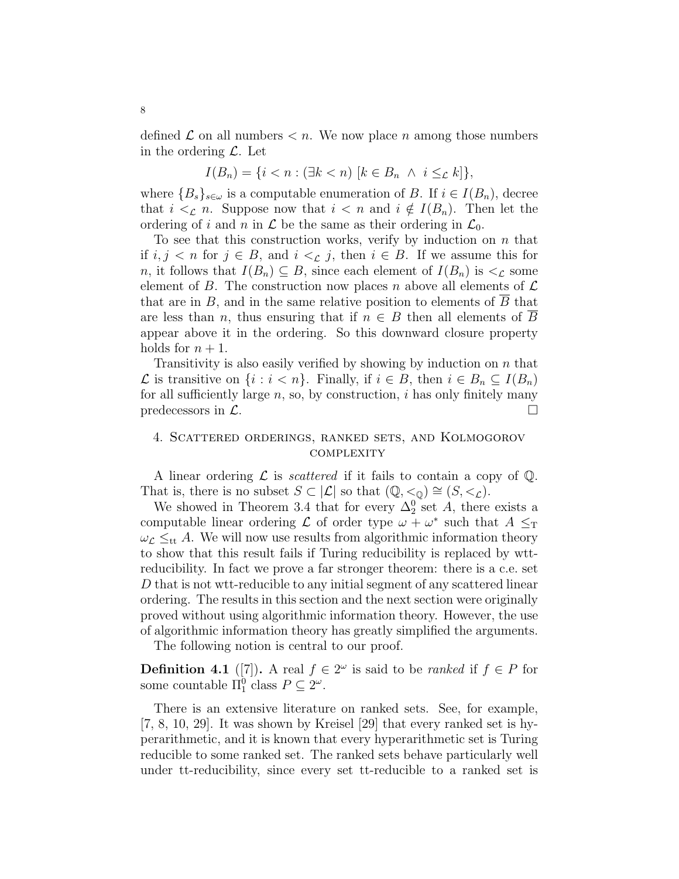defined $\mathcal{L}$ on all numbers $< n$. We now place $n$ among those numbers in the ordering $\mathcal{L}$. Let

$$I(B_n) = \{i < n : (\exists k < n)\ [k \in B_n \ \wedge \ i \leq_{\mathcal{L}} k]\},$$

where $\{B_s\}_{s \in \omega}$ is a computable enumeration of $B$. If $i \in I(B_n)$, decree that $i <_{\mathcal{L}} n$. Suppose now that $i < n$ and $i \notin I(B_n)$. Then let the ordering of $i$ and $n$ in $\mathcal{L}$ be the same as their ordering in $\mathcal{L}_0$.

To see that this construction works, verify by induction on $n$ that if $i, j < n$ for $j \in B$, and $i <_{\mathcal{L}} j$, then $i \in B$. If we assume this for $n$, it follows that $I(B_n) \subseteq B$, since each element of $I(B_n)$ is $<_{\mathcal{L}}$ some element of $B$. The construction now places $n$ above all elements of $\mathcal{L}$ that are in $B$, and in the same relative position to elements of $\overline{B}$ that are less than $n$, thus ensuring that if $n \in B$ then all elements of $\overline{B}$ appear above it in the ordering. So this downward closure property holds for $n + 1$.

Transitivity is also easily verified by showing by induction on $n$ that $\mathcal{L}$ is transitive on $\{i : i < n\}$. Finally, if $i \in B$, then $i \in B_n \subseteq I(B_n)$ for all sufficiently large $n$, so, by construction, $i$ has only finitely many predecessors in $\mathcal{L}$. □

## 4. Scattered orderings, ranked sets, and Kolmogorov complexity

A linear ordering $\mathcal{L}$ is *scattered* if it fails to contain a copy of $\mathbb{Q}$. That is, there is no subset $S \subset |\mathcal{L}|$ so that $(\mathbb{Q}, <_{\mathbb{Q}}) \cong (S, <_{\mathcal{L}})$.

We showed in Theorem 3.4 that for every $\Delta^0_2$ set $A$, there exists a computable linear ordering $\mathcal{L}$ of order type $\omega + \omega^*$ such that $A \leq_{\mathrm{T}} \omega_{\mathcal{L}} \leq_{\mathrm{tt}} A$. We will now use results from algorithmic information theory to show that this result fails if Turing reducibility is replaced by wtt-reducibility. In fact we prove a far stronger theorem: there is a c.e. set $D$ that is not wtt-reducible to any initial segment of any scattered linear ordering. The results in this section and the next section were originally proved without using algorithmic information theory. However, the use of algorithmic information theory has greatly simplified the arguments.

The following notion is central to our proof.

**Definition 4.1** ([7])**.** A real $f \in 2^\omega$ is said to be *ranked* if $f \in P$ for some countable $\Pi^0_1$ class $P \subseteq 2^\omega$.

There is an extensive literature on ranked sets. See, for example, [7, 8, 10, 29]. It was shown by Kreisel [29] that every ranked set is hyperarithmetic, and it is known that every hyperarithmetic set is Turing reducible to some ranked set. The ranked sets behave particularly well under tt-reducibility, since every set tt-reducible to a ranked set is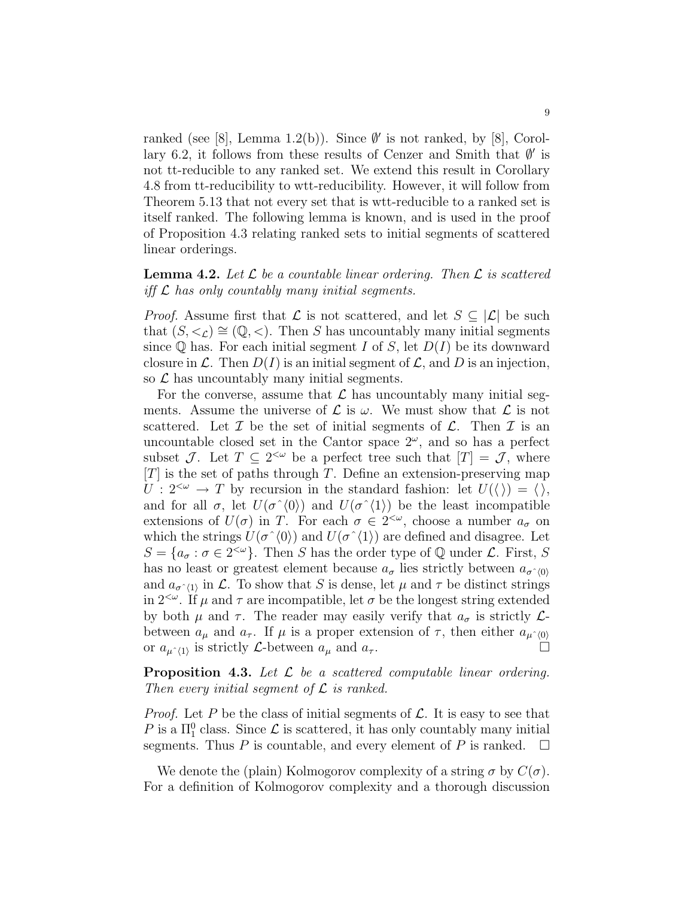ranked (see [8], Lemma 1.2(b)). Since $\emptyset'$ is not ranked, by [8], Corollary 6.2, it follows from these results of Cenzer and Smith that $\emptyset'$ is not tt-reducible to any ranked set. We extend this result in Corollary 4.8 from tt-reducibility to wtt-reducibility. However, it will follow from Theorem 5.13 that not every set that is wtt-reducible to a ranked set is itself ranked. The following lemma is known, and is used in the proof of Proposition 4.3 relating ranked sets to initial segments of scattered linear orderings.

**Lemma 4.2.** *Let $\mathcal{L}$ be a countable linear ordering. Then $\mathcal{L}$ is scattered iff $\mathcal{L}$ has only countably many initial segments.*

*Proof.* Assume first that $\mathcal{L}$ is not scattered, and let $S \subseteq |\mathcal{L}|$ be such that $(S, <_{\mathcal{L}}) \cong (\mathbb{Q}, <)$. Then $S$ has uncountably many initial segments since $\mathbb{Q}$ has. For each initial segment $I$ of $S$, let $D(I)$ be its downward closure in $\mathcal{L}$. Then $D(I)$ is an initial segment of $\mathcal{L}$, and $D$ is an injection, so $\mathcal{L}$ has uncountably many initial segments.

For the converse, assume that $\mathcal{L}$ has uncountably many initial segments. Assume the universe of $\mathcal{L}$ is $\omega$. We must show that $\mathcal{L}$ is not scattered. Let $\mathcal{I}$ be the set of initial segments of $\mathcal{L}$. Then $\mathcal{I}$ is an uncountable closed set in the Cantor space $2^\omega$, and so has a perfect subset $\mathcal{J}$. Let $T \subseteq 2^{<\omega}$ be a perfect tree such that $[T] = \mathcal{J}$, where $[T]$ is the set of paths through $T$. Define an extension-preserving map $U : 2^{<\omega} \to T$ by recursion in the standard fashion: let $U(\langle\rangle) = \langle\rangle$, and for all $\sigma$, let $U(\sigma\hat{\ }\langle 0\rangle)$ and $U(\sigma\hat{\ }\langle 1\rangle)$ be the least incompatible extensions of $U(\sigma)$ in $T$. For each $\sigma \in 2^{<\omega}$, choose a number $a_\sigma$ on which the strings $U(\sigma\hat{\ }\langle 0\rangle)$ and $U(\sigma\hat{\ }\langle 1\rangle)$ are defined and disagree. Let $S = \{a_\sigma : \sigma \in 2^{<\omega}\}$. Then $S$ has the order type of $\mathbb{Q}$ under $\mathcal{L}$. First, $S$ has no least or greatest element because $a_\sigma$ lies strictly between $a_{\sigma\hat{\ }\langle 0\rangle}$ and $a_{\sigma\hat{\ }\langle 1\rangle}$ in $\mathcal{L}$. To show that $S$ is dense, let $\mu$ and $\tau$ be distinct strings in $2^{<\omega}$. If $\mu$ and $\tau$ are incompatible, let $\sigma$ be the longest string extended by both $\mu$ and $\tau$. The reader may easily verify that $a_\sigma$ is strictly $\mathcal{L}$-between $a_\mu$ and $a_\tau$. If $\mu$ is a proper extension of $\tau$, then either $a_{\mu\hat{\ }\langle 0\rangle}$ or $a_{\mu\hat{\ }\langle 1\rangle}$ is strictly $\mathcal{L}$-between $a_\mu$ and $a_\tau$. $\square$

**Proposition 4.3.** *Let $\mathcal{L}$ be a scattered computable linear ordering. Then every initial segment of $\mathcal{L}$ is ranked.*

*Proof.* Let $P$ be the class of initial segments of $\mathcal{L}$. It is easy to see that $P$ is a $\Pi^0_1$ class. Since $\mathcal{L}$ is scattered, it has only countably many initial segments. Thus $P$ is countable, and every element of $P$ is ranked. $\square$

We denote the (plain) Kolmogorov complexity of a string $\sigma$ by $C(\sigma)$. For a definition of Kolmogorov complexity and a thorough discussion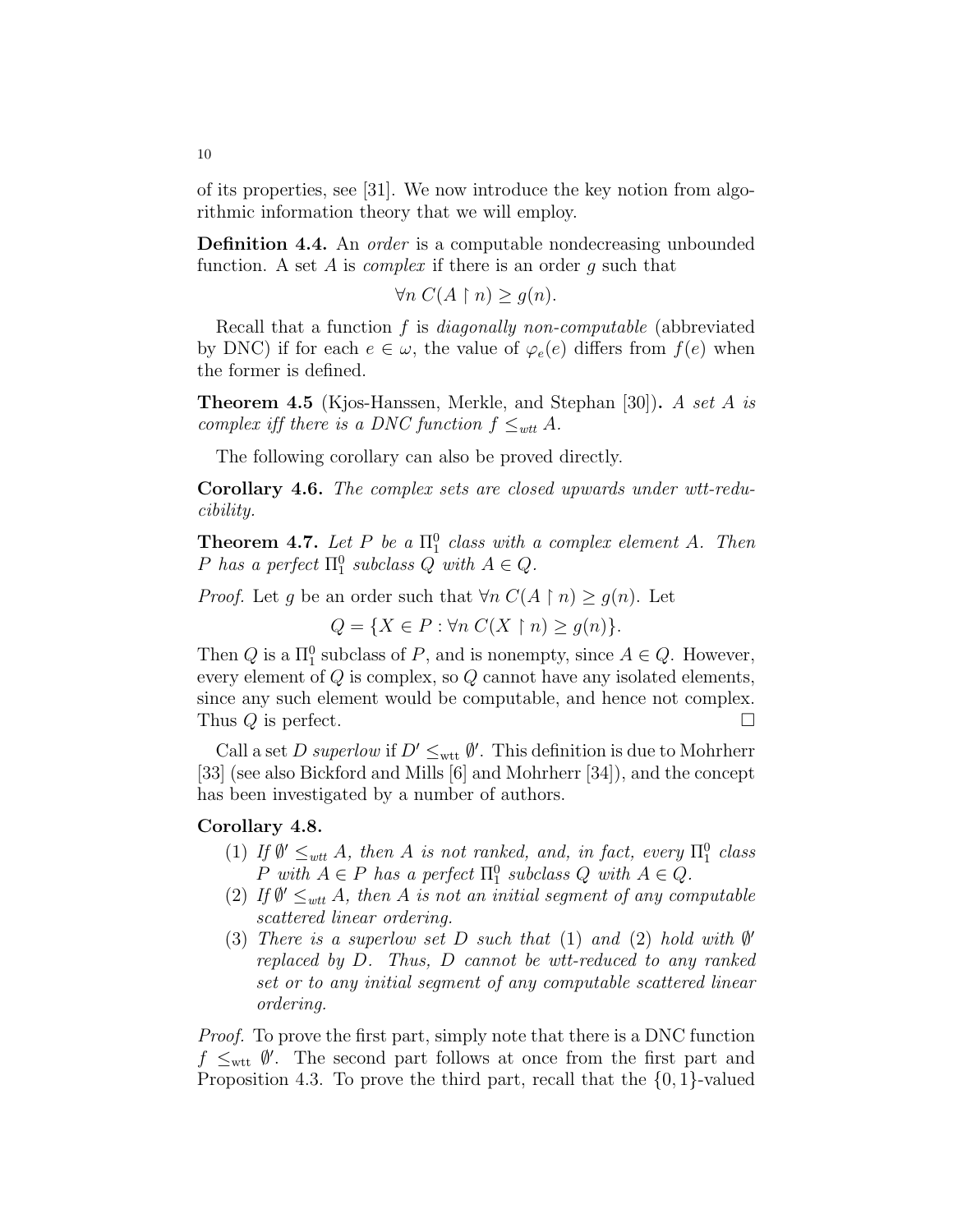of its properties, see [31]. We now introduce the key notion from algorithmic information theory that we will employ.

**Definition 4.4.** An *order* is a computable nondecreasing unbounded function. A set $A$ is *complex* if there is an order $g$ such that

$$\forall n \, C(A \upharpoonright n) \geq g(n).$$

Recall that a function $f$ is *diagonally non-computable* (abbreviated by DNC) if for each $e \in \omega$, the value of $\varphi_e(e)$ differs from $f(e)$ when the former is defined.

**Theorem 4.5** (Kjos-Hanssen, Merkle, and Stephan [30])**.** *A set $A$ is complex iff there is a DNC function $f \leq_{wtt} A$.*

The following corollary can also be proved directly.

**Corollary 4.6.** *The complex sets are closed upwards under wtt-reducibility.*

**Theorem 4.7.** *Let $P$ be a $\Pi^0_1$ class with a complex element $A$. Then $P$ has a perfect $\Pi^0_1$ subclass $Q$ with $A \in Q$.*

*Proof.* Let $g$ be an order such that $\forall n \, C(A \upharpoonright n) \geq g(n)$. Let

$$Q = \{X \in P : \forall n \, C(X \upharpoonright n) \geq g(n)\}.$$

Then $Q$ is a $\Pi^0_1$ subclass of $P$, and is nonempty, since $A \in Q$. However, every element of $Q$ is complex, so $Q$ cannot have any isolated elements, since any such element would be computable, and hence not complex. Thus $Q$ is perfect. □

Call a set $D$ *superlow* if $D' \leq_{\text{wtt}} \emptyset'$. This definition is due to Mohrherr [33] (see also Bickford and Mills [6] and Mohrherr [34]), and the concept has been investigated by a number of authors.

**Corollary 4.8.**

1. *If $\emptyset' \leq_{wtt} A$, then $A$ is not ranked, and, in fact, every $\Pi^0_1$ class $P$ with $A \in P$ has a perfect $\Pi^0_1$ subclass $Q$ with $A \in Q$.*
2. *If $\emptyset' \leq_{wtt} A$, then $A$ is not an initial segment of any computable scattered linear ordering.*
3. *There is a superlow set $D$ such that (1) and (2) hold with $\emptyset'$ replaced by $D$. Thus, $D$ cannot be wtt-reduced to any ranked set or to any initial segment of any computable scattered linear ordering.*

*Proof.* To prove the first part, simply note that there is a DNC function $f \leq_{\text{wtt}} \emptyset'$. The second part follows at once from the first part and Proposition 4.3. To prove the third part, recall that the $\{0, 1\}$-valued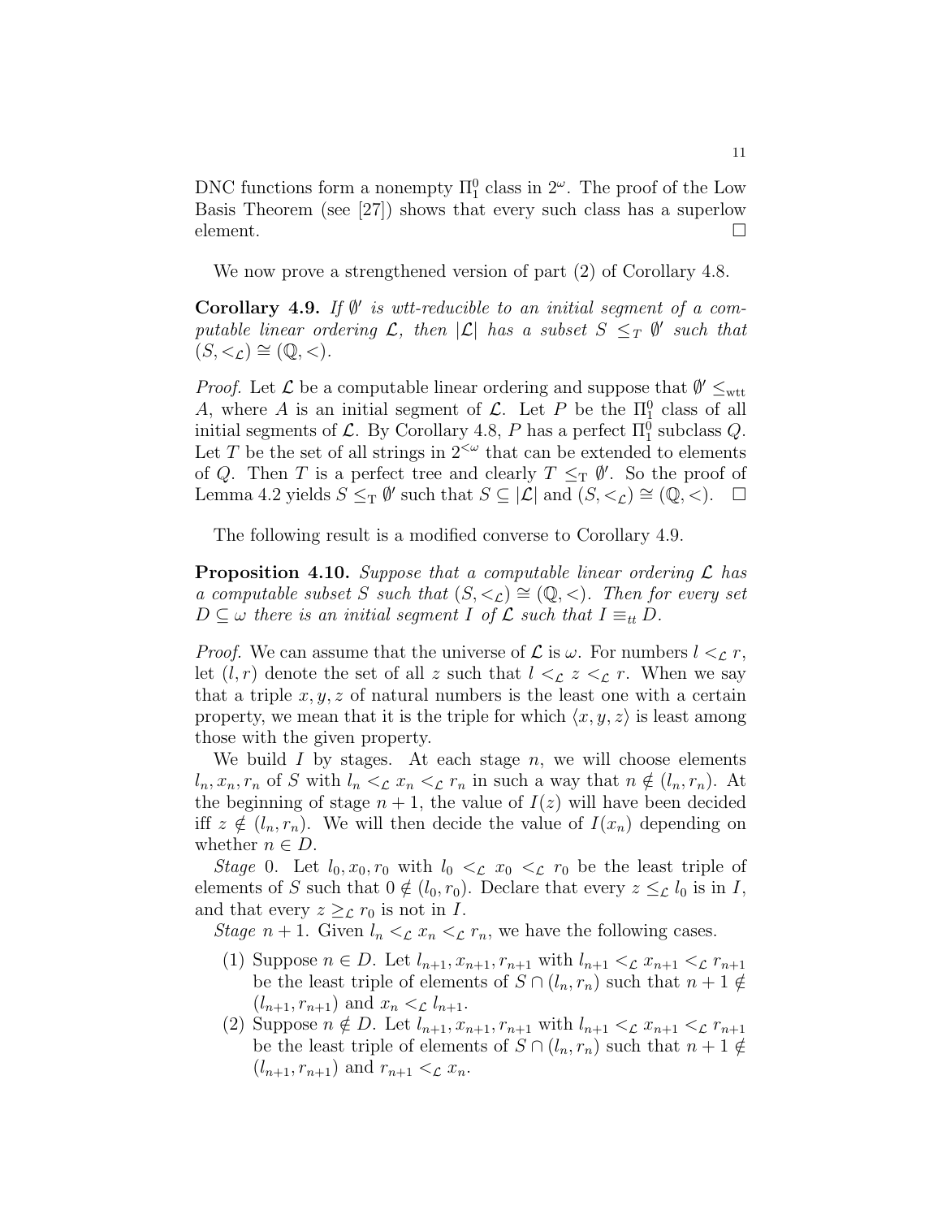DNC functions form a nonempty $\Pi^0_1$ class in $2^\omega$. The proof of the Low Basis Theorem (see [27]) shows that every such class has a superlow element. □

We now prove a strengthened version of part (2) of Corollary 4.8.

**Corollary 4.9.** *If $\emptyset'$ is wtt-reducible to an initial segment of a computable linear ordering $\mathcal{L}$, then $|\mathcal{L}|$ has a subset $S \leq_T \emptyset'$ such that $(S, <_{\mathcal{L}}) \cong (\mathbb{Q}, <)$.*

*Proof.* Let $\mathcal{L}$ be a computable linear ordering and suppose that $\emptyset' \leq_{\mathrm{wtt}} A$, where $A$ is an initial segment of $\mathcal{L}$. Let $P$ be the $\Pi^0_1$ class of all initial segments of $\mathcal{L}$. By Corollary 4.8, $P$ has a perfect $\Pi^0_1$ subclass $Q$. Let $T$ be the set of all strings in $2^{<\omega}$ that can be extended to elements of $Q$. Then $T$ is a perfect tree and clearly $T \leq_{\mathrm{T}} \emptyset'$. So the proof of Lemma 4.2 yields $S \leq_{\mathrm{T}} \emptyset'$ such that $S \subseteq |\mathcal{L}|$ and $(S, <_{\mathcal{L}}) \cong (\mathbb{Q}, <)$. □

The following result is a modified converse to Corollary 4.9.

**Proposition 4.10.** *Suppose that a computable linear ordering $\mathcal{L}$ has a computable subset $S$ such that $(S, <_{\mathcal{L}}) \cong (\mathbb{Q}, <)$. Then for every set $D \subseteq \omega$ there is an initial segment $I$ of $\mathcal{L}$ such that $I \equiv_{tt} D$.*

*Proof.* We can assume that the universe of $\mathcal{L}$ is $\omega$. For numbers $l <_{\mathcal{L}} r$, let $(l, r)$ denote the set of all $z$ such that $l <_{\mathcal{L}} z <_{\mathcal{L}} r$. When we say that a triple $x, y, z$ of natural numbers is the least one with a certain property, we mean that it is the triple for which $\langle x, y, z \rangle$ is least among those with the given property.

We build $I$ by stages. At each stage $n$, we will choose elements $l_n, x_n, r_n$ of $S$ with $l_n <_{\mathcal{L}} x_n <_{\mathcal{L}} r_n$ in such a way that $n \notin (l_n, r_n)$. At the beginning of stage $n+1$, the value of $I(z)$ will have been decided iff $z \notin (l_n, r_n)$. We will then decide the value of $I(x_n)$ depending on whether $n \in D$.

*Stage* 0. Let $l_0, x_0, r_0$ with $l_0 <_{\mathcal{L}} x_0 <_{\mathcal{L}} r_0$ be the least triple of elements of $S$ such that $0 \notin (l_0, r_0)$. Declare that every $z \leq_{\mathcal{L}} l_0$ is in $I$, and that every $z \geq_{\mathcal{L}} r_0$ is not in $I$.

*Stage* $n+1$. Given $l_n <_{\mathcal{L}} x_n <_{\mathcal{L}} r_n$, we have the following cases.

1. Suppose $n \in D$. Let $l_{n+1}, x_{n+1}, r_{n+1}$ with $l_{n+1} <_{\mathcal{L}} x_{n+1} <_{\mathcal{L}} r_{n+1}$ be the least triple of elements of $S \cap (l_n, r_n)$ such that $n+1 \notin (l_{n+1}, r_{n+1})$ and $x_n <_{\mathcal{L}} l_{n+1}$.
2. Suppose $n \notin D$. Let $l_{n+1}, x_{n+1}, r_{n+1}$ with $l_{n+1} <_{\mathcal{L}} x_{n+1} <_{\mathcal{L}} r_{n+1}$ be the least triple of elements of $S \cap (l_n, r_n)$ such that $n+1 \notin (l_{n+1}, r_{n+1})$ and $r_{n+1} <_{\mathcal{L}} x_n$.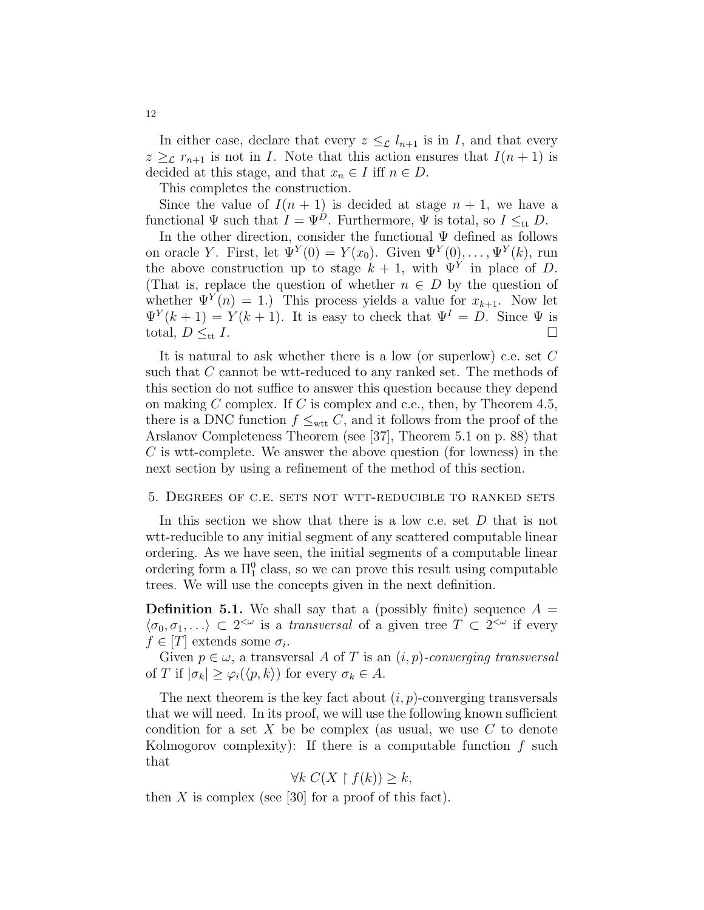In either case, declare that every $z \leq_{\mathcal{L}} l_{n+1}$ is in $I$, and that every $z \geq_{\mathcal{L}} r_{n+1}$ is not in $I$. Note that this action ensures that $I(n+1)$ is decided at this stage, and that $x_n \in I$ iff $n \in D$.

This completes the construction.

Since the value of $I(n+1)$ is decided at stage $n+1$, we have a functional $\Psi$ such that $I = \Psi^D$. Furthermore, $\Psi$ is total, so $I \leq_{\text{tt}} D$.

In the other direction, consider the functional $\Psi$ defined as follows on oracle $Y$. First, let $\Psi^Y(0) = Y(x_0)$. Given $\Psi^Y(0), \ldots, \Psi^Y(k)$, run the above construction up to stage $k+1$, with $\Psi^Y$ in place of $D$. (That is, replace the question of whether $n \in D$ by the question of whether $\Psi^Y(n) = 1$.) This process yields a value for $x_{k+1}$. Now let $\Psi^Y(k+1) = Y(k+1)$. It is easy to check that $\Psi^I = D$. Since $\Psi$ is total, $D \leq_{\text{tt}} I$. □

It is natural to ask whether there is a low (or superlow) c.e. set $C$ such that $C$ cannot be wtt-reduced to any ranked set. The methods of this section do not suffice to answer this question because they depend on making $C$ complex. If $C$ is complex and c.e., then, by Theorem 4.5, there is a DNC function $f \leq_{\text{wtt}} C$, and it follows from the proof of the Arslanov Completeness Theorem (see [37], Theorem 5.1 on p. 88) that $C$ is wtt-complete. We answer the above question (for lowness) in the next section by using a refinement of the method of this section.

## 5. Degrees of c.e. sets not wtt-reducible to ranked sets

In this section we show that there is a low c.e. set $D$ that is not wtt-reducible to any initial segment of any scattered computable linear ordering. As we have seen, the initial segments of a computable linear ordering form a $\Pi^0_1$ class, so we can prove this result using computable trees. We will use the concepts given in the next definition.

**Definition 5.1.** We shall say that a (possibly finite) sequence $A = \langle \sigma_0, \sigma_1, \ldots \rangle \subset 2^{<\omega}$ is a *transversal* of a given tree $T \subset 2^{<\omega}$ if every $f \in [T]$ extends some $\sigma_i$.

Given $p \in \omega$, a transversal $A$ of $T$ is an *$(i,p)$-converging transversal* of $T$ if $|\sigma_k| \geq \varphi_i(\langle p, k \rangle)$ for every $\sigma_k \in A$.

The next theorem is the key fact about $(i,p)$-converging transversals that we will need. In its proof, we will use the following known sufficient condition for a set $X$ be be complex (as usual, we use $C$ to denote Kolmogorov complexity): If there is a computable function $f$ such that

$$\forall k \; C(X \upharpoonright f(k)) \geq k,$$

then $X$ is complex (see [30] for a proof of this fact).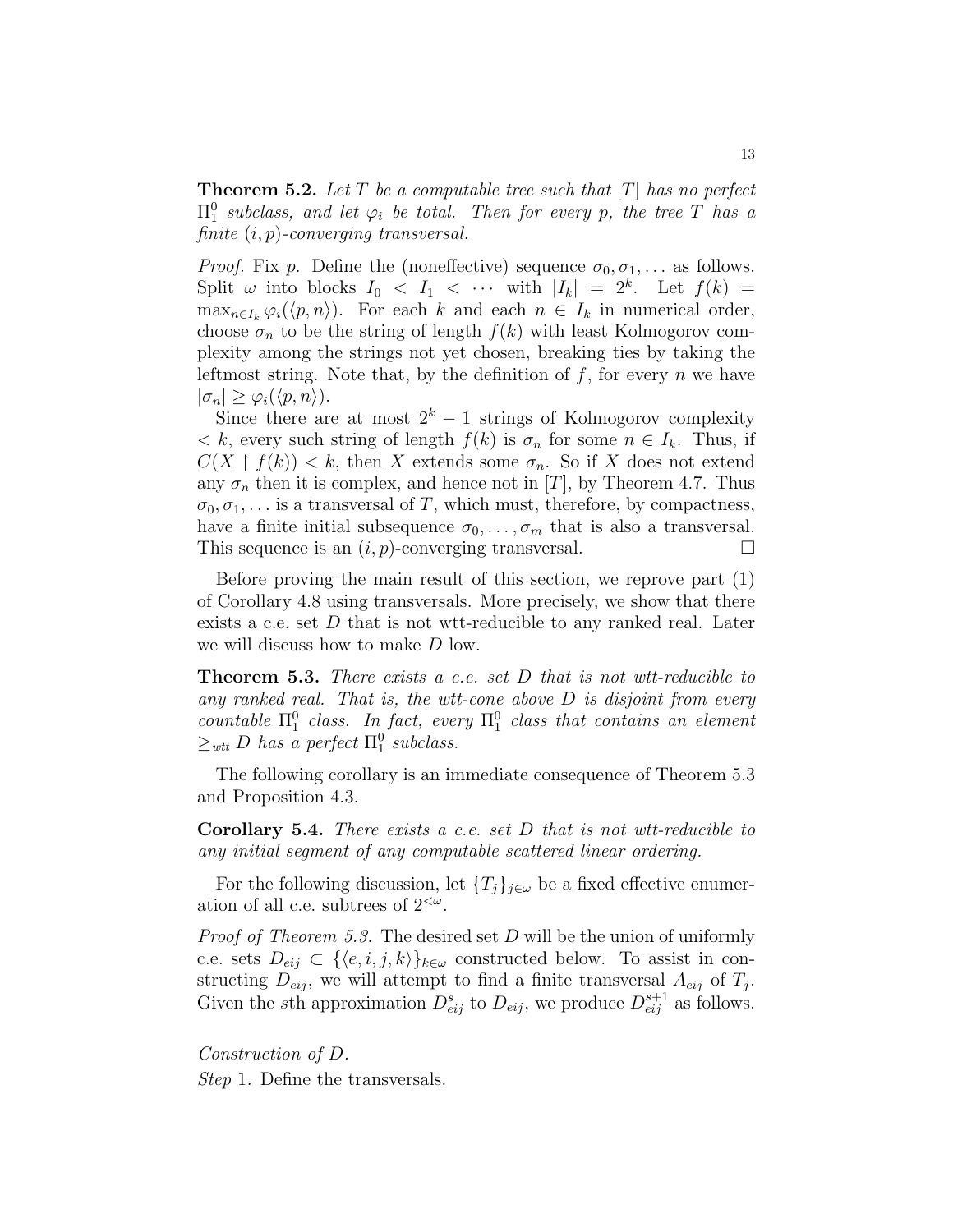**Theorem 5.2.** *Let $T$ be a computable tree such that $[T]$ has no perfect $\Pi^0_1$ subclass, and let $\varphi_i$ be total. Then for every $p$, the tree $T$ has a finite $(i,p)$-converging transversal.*

*Proof.* Fix $p$. Define the (noneffective) sequence $\sigma_0, \sigma_1, \dots$ as follows. Split $\omega$ into blocks $I_0 < I_1 < \cdots$ with $|I_k| = 2^k$. Let $f(k) = \max_{n \in I_k} \varphi_i(\langle p, n\rangle)$. For each $k$ and each $n \in I_k$ in numerical order, choose $\sigma_n$ to be the string of length $f(k)$ with least Kolmogorov complexity among the strings not yet chosen, breaking ties by taking the leftmost string. Note that, by the definition of $f$, for every $n$ we have $|\sigma_n| \geq \varphi_i(\langle p, n\rangle)$.

Since there are at most $2^k - 1$ strings of Kolmogorov complexity $< k$, every such string of length $f(k)$ is $\sigma_n$ for some $n \in I_k$. Thus, if $C(X \upharpoonright f(k)) < k$, then $X$ extends some $\sigma_n$. So if $X$ does not extend any $\sigma_n$ then it is complex, and hence not in $[T]$, by Theorem 4.7. Thus $\sigma_0, \sigma_1, \dots$ is a transversal of $T$, which must, therefore, by compactness, have a finite initial subsequence $\sigma_0, \dots, \sigma_m$ that is also a transversal. This sequence is an $(i,p)$-converging transversal. $\square$

Before proving the main result of this section, we reprove part (1) of Corollary 4.8 using transversals. More precisely, we show that there exists a c.e. set $D$ that is not wtt-reducible to any ranked real. Later we will discuss how to make $D$ low.

**Theorem 5.3.** *There exists a c.e. set $D$ that is not wtt-reducible to any ranked real. That is, the wtt-cone above $D$ is disjoint from every countable $\Pi^0_1$ class. In fact, every $\Pi^0_1$ class that contains an element $\geq_{wtt} D$ has a perfect $\Pi^0_1$ subclass.*

The following corollary is an immediate consequence of Theorem 5.3 and Proposition 4.3.

**Corollary 5.4.** *There exists a c.e. set $D$ that is not wtt-reducible to any initial segment of any computable scattered linear ordering.*

For the following discussion, let $\{T_j\}_{j \in \omega}$ be a fixed effective enumeration of all c.e. subtrees of $2^{<\omega}$.

*Proof of Theorem 5.3.* The desired set $D$ will be the union of uniformly c.e. sets $D_{eij} \subset \{\langle e, i, j, k\rangle\}_{k \in \omega}$ constructed below. To assist in constructing $D_{eij}$, we will attempt to find a finite transversal $A_{eij}$ of $T_j$. Given the $s$th approximation $D^s_{eij}$ to $D_{eij}$, we produce $D^{s+1}_{eij}$ as follows.

*Construction of $D$.*

*Step* 1. Define the transversals.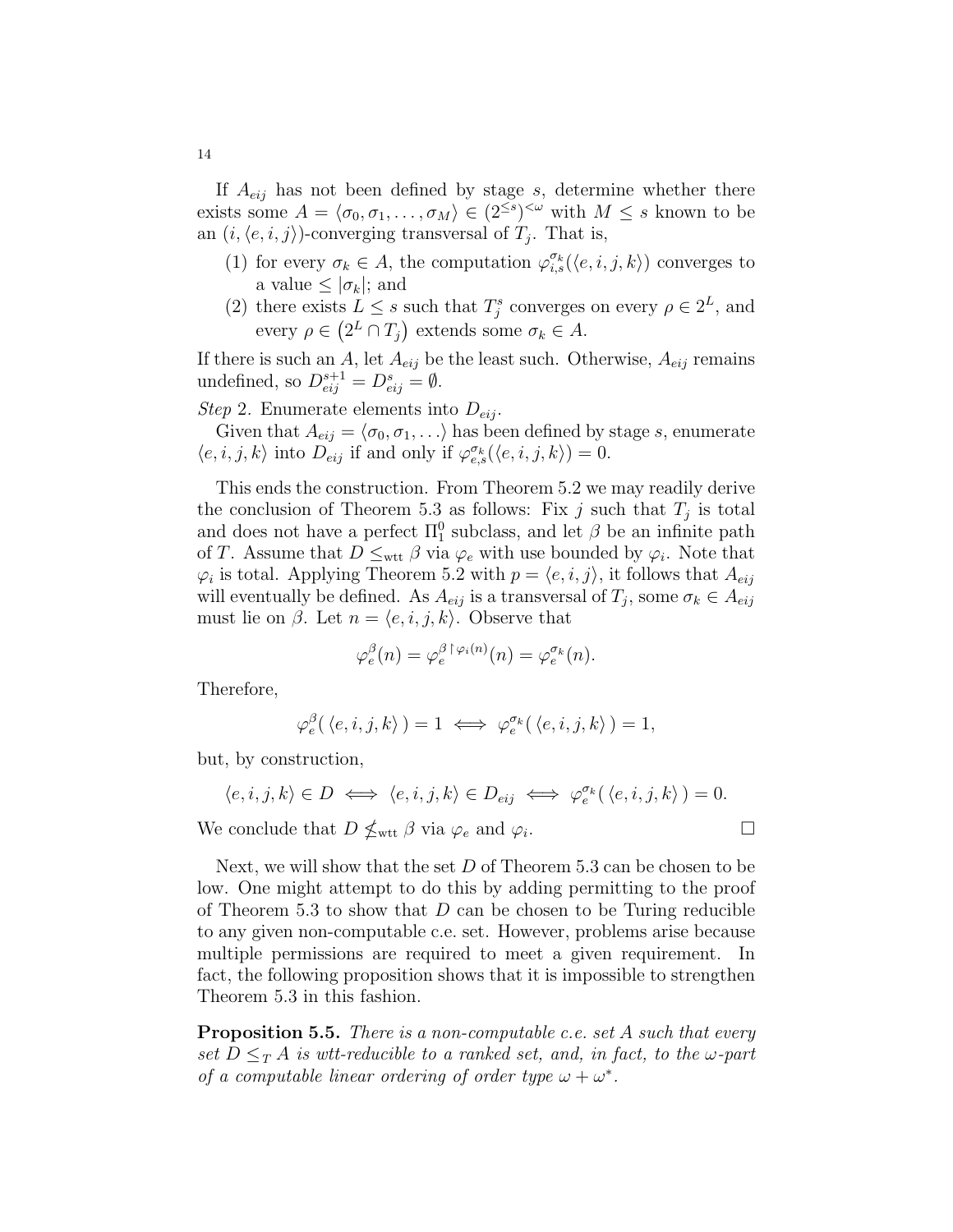If $A_{eij}$ has not been defined by stage $s$, determine whether there exists some $A = \langle \sigma_0, \sigma_1, \ldots, \sigma_M \rangle \in (2^{\leq s})^{<\omega}$ with $M \leq s$ known to be an $(i, \langle e, i, j \rangle)$-converging transversal of $T_j$. That is,

1. for every $\sigma_k \in A$, the computation $\varphi_{i,s}^{\sigma_k}(\langle e, i, j, k \rangle)$ converges to a value $\leq |\sigma_k|$; and
2. there exists $L \leq s$ such that $T_j^s$ converges on every $\rho \in 2^L$, and every $\rho \in \left(2^L \cap T_j\right)$ extends some $\sigma_k \in A$.

If there is such an $A$, let $A_{eij}$ be the least such. Otherwise, $A_{eij}$ remains undefined, so $D_{eij}^{s+1} = D_{eij}^s = \emptyset$.

*Step* 2. Enumerate elements into $D_{eij}$.

Given that $A_{eij} = \langle \sigma_0, \sigma_1, \ldots \rangle$ has been defined by stage $s$, enumerate $\langle e, i, j, k \rangle$ into $D_{eij}$ if and only if $\varphi_{e,s}^{\sigma_k}(\langle e, i, j, k \rangle) = 0$.

This ends the construction. From Theorem 5.2 we may readily derive the conclusion of Theorem 5.3 as follows: Fix $j$ such that $T_j$ is total and does not have a perfect $\Pi_1^0$ subclass, and let $\beta$ be an infinite path of $T$. Assume that $D \leq_{\text{wtt}} \beta$ via $\varphi_e$ with use bounded by $\varphi_i$. Note that $\varphi_i$ is total. Applying Theorem 5.2 with $p = \langle e, i, j \rangle$, it follows that $A_{eij}$ will eventually be defined. As $A_{eij}$ is a transversal of $T_j$, some $\sigma_k \in A_{eij}$ must lie on $\beta$. Let $n = \langle e, i, j, k \rangle$. Observe that

$$\varphi_e^{\beta}(n) = \varphi_e^{\beta \upharpoonright \varphi_i(n)}(n) = \varphi_e^{\sigma_k}(n).$$

Therefore,

$$\varphi_e^{\beta}(\, \langle e, i, j, k \rangle \,) = 1 \iff \varphi_e^{\sigma_k}(\, \langle e, i, j, k \rangle \,) = 1,$$

but, by construction,

$$\langle e, i, j, k \rangle \in D \iff \langle e, i, j, k \rangle \in D_{eij} \iff \varphi_e^{\sigma_k}(\, \langle e, i, j, k \rangle \,) = 0.$$

We conclude that $D \not\leq_{\text{wtt}} \beta$ via $\varphi_e$ and $\varphi_i$. □

Next, we will show that the set $D$ of Theorem 5.3 can be chosen to be low. One might attempt to do this by adding permitting to the proof of Theorem 5.3 to show that $D$ can be chosen to be Turing reducible to any given non-computable c.e. set. However, problems arise because multiple permissions are required to meet a given requirement. In fact, the following proposition shows that it is impossible to strengthen Theorem 5.3 in this fashion.

**Proposition 5.5.** *There is a non-computable c.e. set $A$ such that every set $D \leq_T A$ is wtt-reducible to a ranked set, and, in fact, to the $\omega$-part of a computable linear ordering of order type $\omega + \omega^*$.*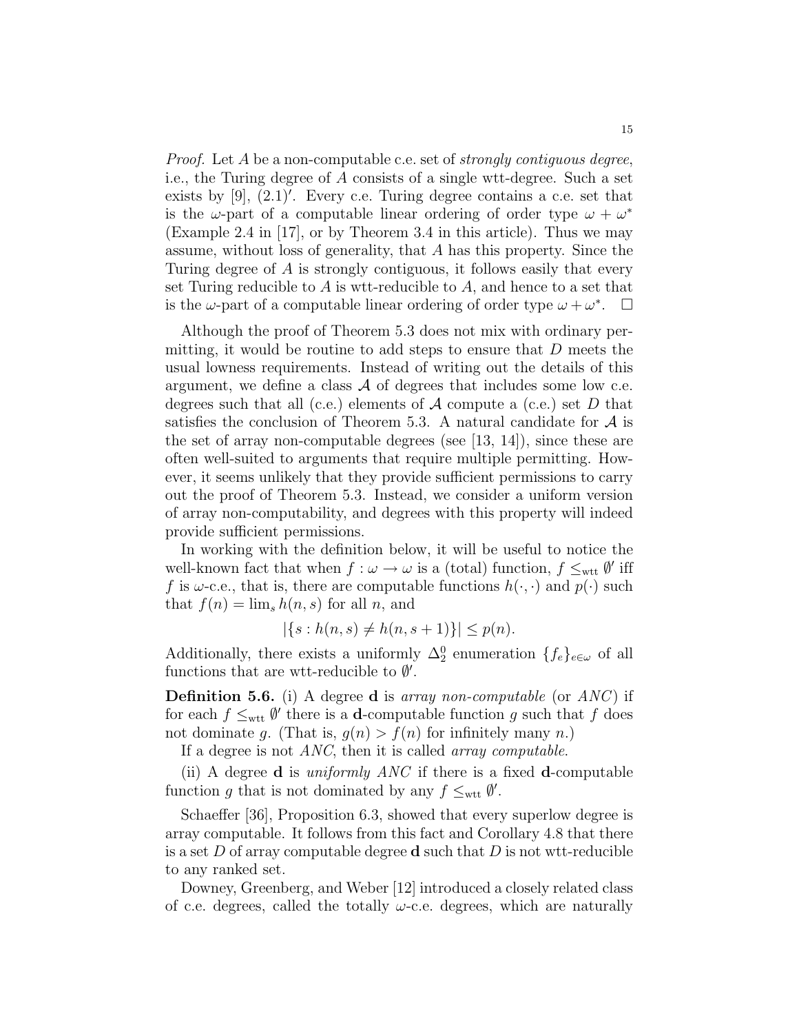*Proof.* Let $A$ be a non-computable c.e. set of *strongly contiguous degree*, i.e., the Turing degree of $A$ consists of a single wtt-degree. Such a set exists by [9], $(2.1)'$. Every c.e. Turing degree contains a c.e. set that is the $\omega$-part of a computable linear ordering of order type $\omega + \omega^*$ (Example 2.4 in [17], or by Theorem 3.4 in this article). Thus we may assume, without loss of generality, that $A$ has this property. Since the Turing degree of $A$ is strongly contiguous, it follows easily that every set Turing reducible to $A$ is wtt-reducible to $A$, and hence to a set that is the $\omega$-part of a computable linear ordering of order type $\omega + \omega^*$. $\square$

Although the proof of Theorem 5.3 does not mix with ordinary permitting, it would be routine to add steps to ensure that $D$ meets the usual lowness requirements. Instead of writing out the details of this argument, we define a class $\mathcal{A}$ of degrees that includes some low c.e. degrees such that all (c.e.) elements of $\mathcal{A}$ compute a (c.e.) set $D$ that satisfies the conclusion of Theorem 5.3. A natural candidate for $\mathcal{A}$ is the set of array non-computable degrees (see [13, 14]), since these are often well-suited to arguments that require multiple permitting. However, it seems unlikely that they provide sufficient permissions to carry out the proof of Theorem 5.3. Instead, we consider a uniform version of array non-computability, and degrees with this property will indeed provide sufficient permissions.

In working with the definition below, it will be useful to notice the well-known fact that when $f : \omega \to \omega$ is a (total) function, $f \leq_{\text{wtt}} \emptyset'$ iff $f$ is $\omega$-c.e., that is, there are computable functions $h(\cdot, \cdot)$ and $p(\cdot)$ such that $f(n) = \lim_s h(n, s)$ for all $n$, and

$$|\{s : h(n, s) \neq h(n, s + 1)\}| \leq p(n).$$

Additionally, there exists a uniformly $\Delta^0_2$ enumeration $\{f_e\}_{e \in \omega}$ of all functions that are wtt-reducible to $\emptyset'$.

**Definition 5.6.** (i) A degree $\mathbf{d}$ is *array non-computable* (or *ANC*) if for each $f \leq_{\text{wtt}} \emptyset'$ there is a $\mathbf{d}$-computable function $g$ such that $f$ does not dominate $g$. (That is, $g(n) > f(n)$ for infinitely many $n$.)

If a degree is not *ANC*, then it is called *array computable*.

(ii) A degree $\mathbf{d}$ is *uniformly ANC* if there is a fixed $\mathbf{d}$-computable function $g$ that is not dominated by any $f \leq_{\text{wtt}} \emptyset'$.

Schaeffer [36], Proposition 6.3, showed that every superlow degree is array computable. It follows from this fact and Corollary 4.8 that there is a set $D$ of array computable degree $\mathbf{d}$ such that $D$ is not wtt-reducible to any ranked set.

Downey, Greenberg, and Weber [12] introduced a closely related class of c.e. degrees, called the totally $\omega$-c.e. degrees, which are naturally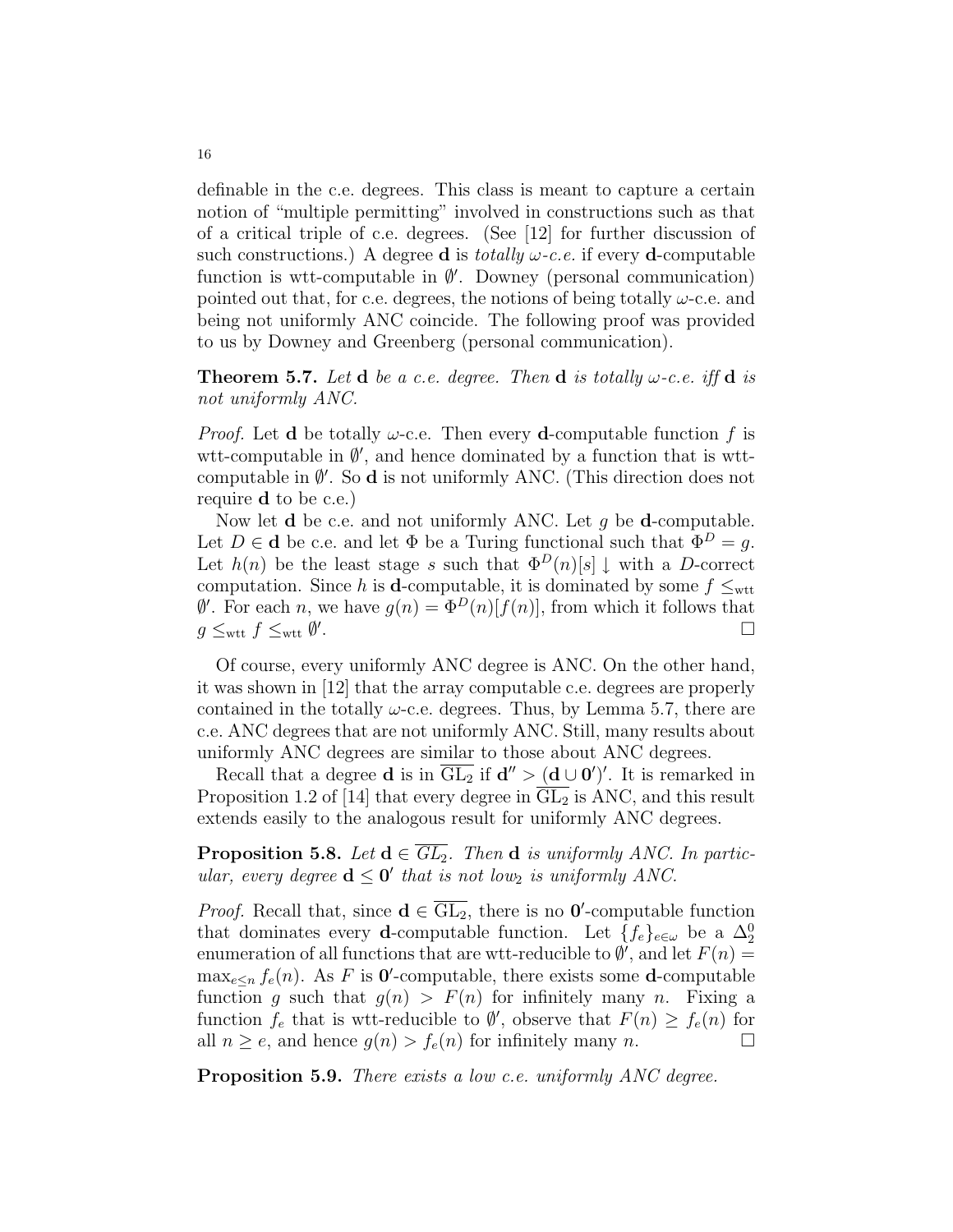definable in the c.e. degrees. This class is meant to capture a certain notion of "multiple permitting" involved in constructions such as that of a critical triple of c.e. degrees. (See [12] for further discussion of such constructions.) A degree $\mathbf{d}$ is *totally $\omega$-c.e.* if every $\mathbf{d}$-computable function is wtt-computable in $\emptyset'$. Downey (personal communication) pointed out that, for c.e. degrees, the notions of being totally $\omega$-c.e. and being not uniformly ANC coincide. The following proof was provided to us by Downey and Greenberg (personal communication).

**Theorem 5.7.** *Let $\mathbf{d}$ be a c.e. degree. Then $\mathbf{d}$ is totally $\omega$-c.e. iff $\mathbf{d}$ is not uniformly ANC.*

*Proof.* Let $\mathbf{d}$ be totally $\omega$-c.e. Then every $\mathbf{d}$-computable function $f$ is wtt-computable in $\emptyset'$, and hence dominated by a function that is wtt-computable in $\emptyset'$. So $\mathbf{d}$ is not uniformly ANC. (This direction does not require $\mathbf{d}$ to be c.e.)

Now let $\mathbf{d}$ be c.e. and not uniformly ANC. Let $g$ be $\mathbf{d}$-computable. Let $D \in \mathbf{d}$ be c.e. and let $\Phi$ be a Turing functional such that $\Phi^D = g$. Let $h(n)$ be the least stage $s$ such that $\Phi^D(n)[s] \downarrow$ with a $D$-correct computation. Since $h$ is $\mathbf{d}$-computable, it is dominated by some $f \leq_{\text{wtt}} \emptyset'$. For each $n$, we have $g(n) = \Phi^D(n)[f(n)]$, from which it follows that $g \leq_{\text{wtt}} f \leq_{\text{wtt}} \emptyset'$. $\square$

Of course, every uniformly ANC degree is ANC. On the other hand, it was shown in [12] that the array computable c.e. degrees are properly contained in the totally $\omega$-c.e. degrees. Thus, by Lemma 5.7, there are c.e. ANC degrees that are not uniformly ANC. Still, many results about uniformly ANC degrees are similar to those about ANC degrees.

Recall that a degree $\mathbf{d}$ is in $\overline{\text{GL}_2}$ if $\mathbf{d}'' > (\mathbf{d} \cup \mathbf{0}')'$. It is remarked in Proposition 1.2 of [14] that every degree in $\overline{\text{GL}_2}$ is ANC, and this result extends easily to the analogous result for uniformly ANC degrees.

**Proposition 5.8.** *Let $\mathbf{d} \in \overline{GL_2}$. Then $\mathbf{d}$ is uniformly ANC. In particular, every degree $\mathbf{d} \leq \mathbf{0}'$ that is not low$_2$ is uniformly ANC.*

*Proof.* Recall that, since $\mathbf{d} \in \overline{\text{GL}_2}$, there is no $\mathbf{0}'$-computable function that dominates every $\mathbf{d}$-computable function. Let $\{f_e\}_{e\in\omega}$ be a $\Delta^0_2$ enumeration of all functions that are wtt-reducible to $\emptyset'$, and let $F(n) = \max_{e\leq n} f_e(n)$. As $F$ is $\mathbf{0}'$-computable, there exists some $\mathbf{d}$-computable function $g$ such that $g(n) > F(n)$ for infinitely many $n$. Fixing a function $f_e$ that is wtt-reducible to $\emptyset'$, observe that $F(n) \geq f_e(n)$ for all $n \geq e$, and hence $g(n) > f_e(n)$ for infinitely many $n$. $\square$

**Proposition 5.9.** *There exists a low c.e. uniformly ANC degree.*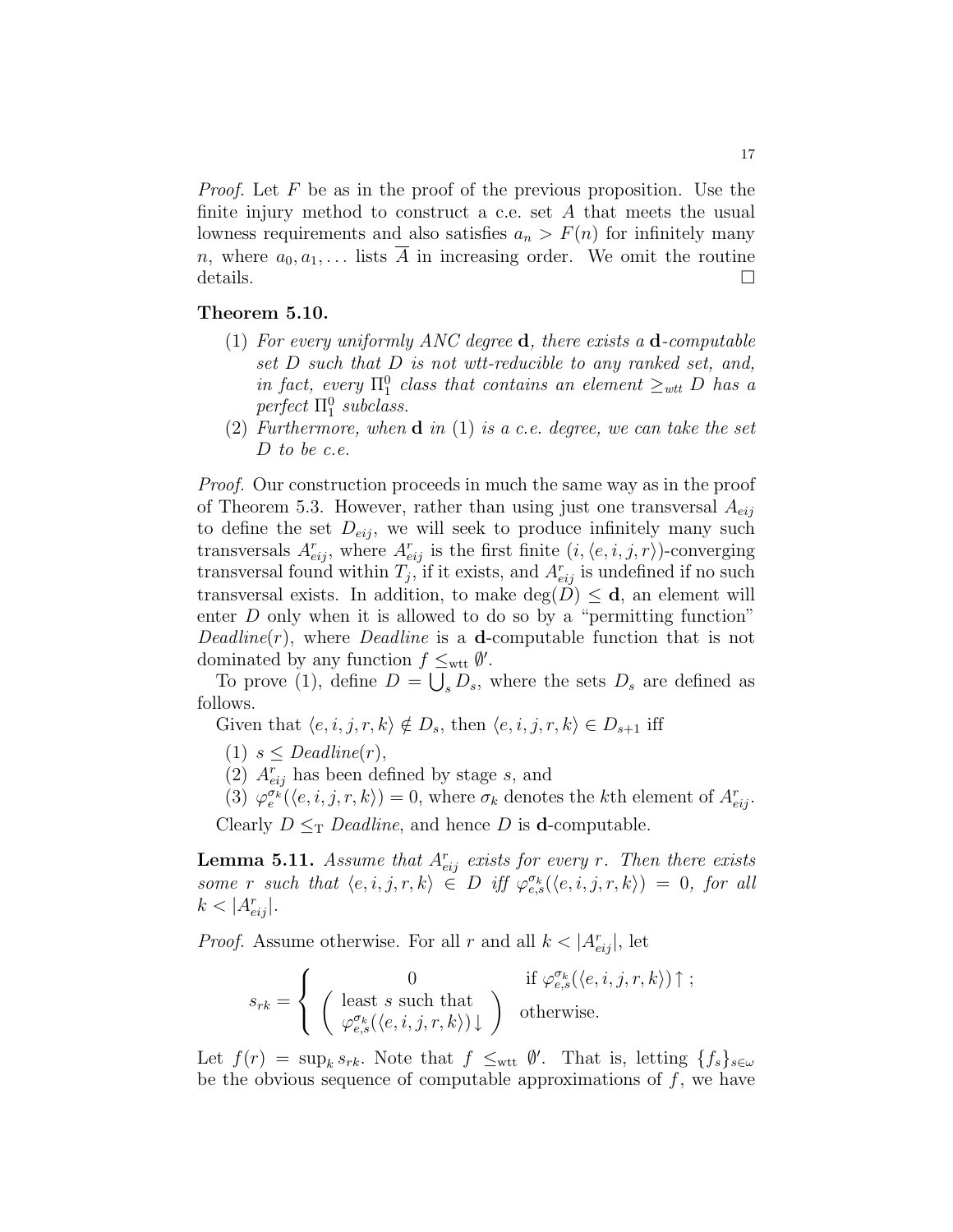*Proof.* Let $F$ be as in the proof of the previous proposition. Use the finite injury method to construct a c.e. set $A$ that meets the usual lowness requirements and also satisfies $a_n > F(n)$ for infinitely many $n$, where $a_0, a_1, \dots$ lists $\overline{A}$ in increasing order. We omit the routine details. $\square$

**Theorem 5.10.**

1. *For every uniformly ANC degree* $\mathbf{d}$*, there exists a* $\mathbf{d}$*-computable set* $D$ *such that* $D$ *is not wtt-reducible to any ranked set, and, in fact, every* $\Pi^0_1$ *class that contains an element* $\geq_{wtt} D$ *has a perfect* $\Pi^0_1$ *subclass.*
2. *Furthermore, when* $\mathbf{d}$ *in (1) is a c.e. degree, we can take the set* $D$ *to be c.e.*

*Proof.* Our construction proceeds in much the same way as in the proof of Theorem 5.3. However, rather than using just one transversal $A_{eij}$ to define the set $D_{eij}$, we will seek to produce infinitely many such transversals $A^r_{eij}$, where $A^r_{eij}$ is the first finite $(i, \langle e, i, j, r\rangle)$-converging transversal found within $T_j$, if it exists, and $A^r_{eij}$ is undefined if no such transversal exists. In addition, to make $\deg(D) \leq \mathbf{d}$, an element will enter $D$ only when it is allowed to do so by a "permitting function" *Deadline*$(r)$, where *Deadline* is a $\mathbf{d}$-computable function that is not dominated by any function $f \leq_{\text{wtt}} \emptyset'$.

To prove (1), define $D = \bigcup_s D_s$, where the sets $D_s$ are defined as follows.

Given that $\langle e, i, j, r, k\rangle \notin D_s$, then $\langle e, i, j, r, k\rangle \in D_{s+1}$ iff

1. $s \leq$ *Deadline*$(r)$,
2. $A^r_{eij}$ has been defined by stage $s$, and
3. $\varphi^{\sigma_k}_e(\langle e, i, j, r, k\rangle) = 0$, where $\sigma_k$ denotes the $k$th element of $A^r_{eij}$.

Clearly $D \leq_{\text{T}}$ *Deadline*, and hence $D$ is $\mathbf{d}$-computable.

**Lemma 5.11.** *Assume that* $A^r_{eij}$ *exists for every* $r$*. Then there exists some* $r$ *such that* $\langle e, i, j, r, k\rangle \in D$ *iff* $\varphi^{\sigma_k}_{e,s}(\langle e, i, j, r, k\rangle) = 0$*, for all* $k < |A^r_{eij}|$.

*Proof.* Assume otherwise. For all $r$ and all $k < |A^r_{eij}|$, let

$$s_{rk} = \begin{cases} 0 & \text{if } \varphi^{\sigma_k}_{e,s}(\langle e, i, j, r, k\rangle)\uparrow\,; \\ \left(\begin{array}{c}\text{least } s \text{ such that} \\ \varphi^{\sigma_k}_{e,s}(\langle e, i, j, r, k\rangle)\downarrow\end{array}\right) & \text{otherwise.}\end{cases}$$

Let $f(r) = \sup_k s_{rk}$. Note that $f \leq_{\text{wtt}} \emptyset'$. That is, letting $\{f_s\}_{s\in\omega}$ be the obvious sequence of computable approximations of $f$, we have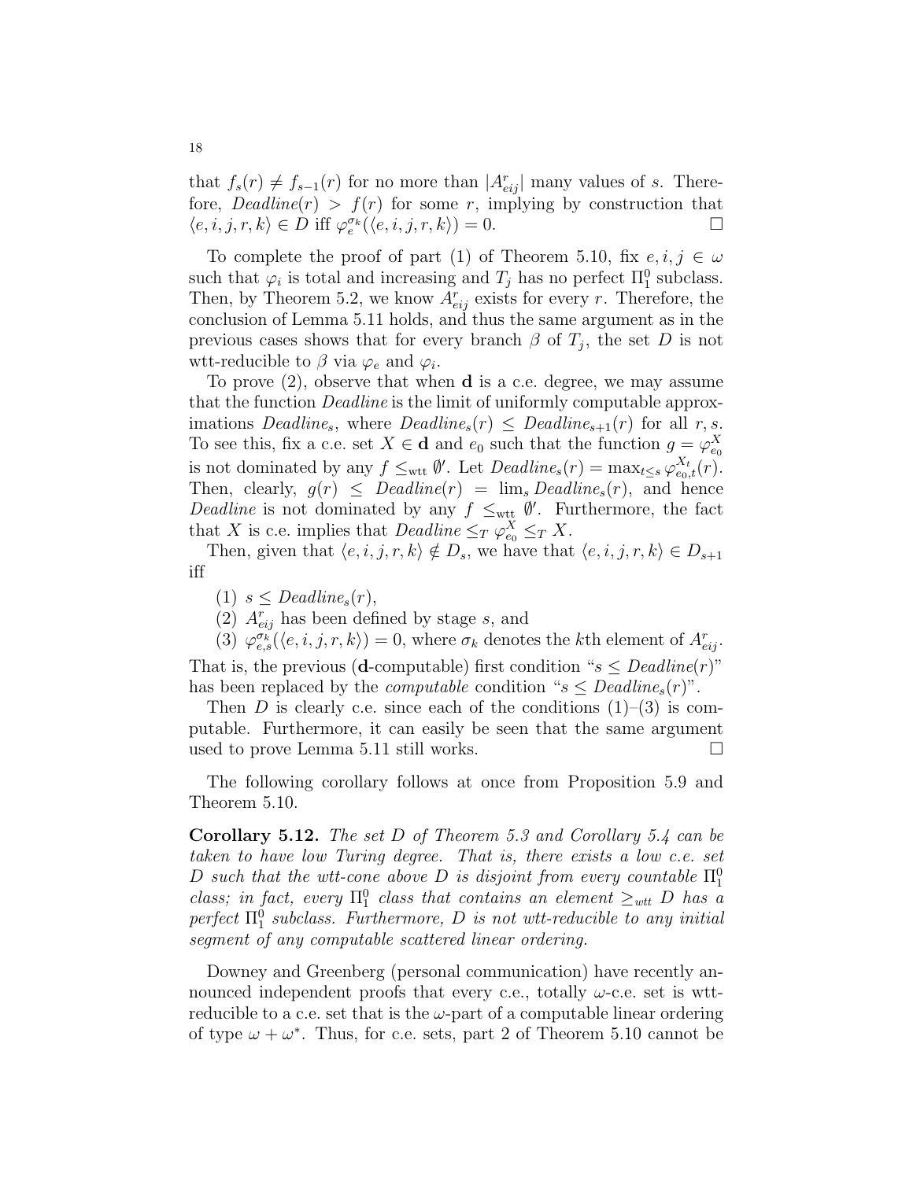that $f_s(r) \neq f_{s-1}(r)$ for no more than $|A^r_{eij}|$ many values of $s$. Therefore, $\mathit{Deadline}(r) > f(r)$ for some $r$, implying by construction that $\langle e, i, j, r, k\rangle \in D$ iff $\varphi_e^{\sigma_k}(\langle e, i, j, r, k\rangle) = 0$. □

To complete the proof of part (1) of Theorem 5.10, fix $e, i, j \in \omega$ such that $\varphi_i$ is total and increasing and $T_j$ has no perfect $\Pi^0_1$ subclass. Then, by Theorem 5.2, we know $A^r_{eij}$ exists for every $r$. Therefore, the conclusion of Lemma 5.11 holds, and thus the same argument as in the previous cases shows that for every branch $\beta$ of $T_j$, the set $D$ is not wtt-reducible to $\beta$ via $\varphi_e$ and $\varphi_i$.

To prove (2), observe that when $\mathbf{d}$ is a c.e. degree, we may assume that the function $\mathit{Deadline}$ is the limit of uniformly computable approximations $\mathit{Deadline}_s$, where $\mathit{Deadline}_s(r) \leq \mathit{Deadline}_{s+1}(r)$ for all $r, s$. To see this, fix a c.e. set $X \in \mathbf{d}$ and $e_0$ such that the function $g = \varphi^X_{e_0}$ is not dominated by any $f \leq_{\text{wtt}} \emptyset'$. Let $\mathit{Deadline}_s(r) = \max_{t \leq s} \varphi^{X_t}_{e_0,t}(r)$. Then, clearly, $g(r) \leq \mathit{Deadline}(r) = \lim_s \mathit{Deadline}_s(r)$, and hence $\mathit{Deadline}$ is not dominated by any $f \leq_{\text{wtt}} \emptyset'$. Furthermore, the fact that $X$ is c.e. implies that $\mathit{Deadline} \leq_T \varphi^X_{e_0} \leq_T X$.

Then, given that $\langle e, i, j, r, k\rangle \notin D_s$, we have that $\langle e, i, j, r, k\rangle \in D_{s+1}$ iff

(1) $s \leq \mathit{Deadline}_s(r)$,
(2) $A^r_{eij}$ has been defined by stage $s$, and
(3) $\varphi^{\sigma_k}_{e,s}(\langle e, i, j, r, k\rangle) = 0$, where $\sigma_k$ denotes the $k$th element of $A^r_{eij}$.

That is, the previous ($\mathbf{d}$-computable) first condition "$s \leq \mathit{Deadline}(r)$" has been replaced by the *computable* condition "$s \leq \mathit{Deadline}_s(r)$".

Then $D$ is clearly c.e. since each of the conditions (1)–(3) is computable. Furthermore, it can easily be seen that the same argument used to prove Lemma 5.11 still works. □

The following corollary follows at once from Proposition 5.9 and Theorem 5.10.

**Corollary 5.12.** *The set $D$ of Theorem 5.3 and Corollary 5.4 can be taken to have low Turing degree. That is, there exists a low c.e. set $D$ such that the wtt-cone above $D$ is disjoint from every countable $\Pi^0_1$ class; in fact, every $\Pi^0_1$ class that contains an element $\geq_{wtt} D$ has a perfect $\Pi^0_1$ subclass. Furthermore, $D$ is not wtt-reducible to any initial segment of any computable scattered linear ordering.*

Downey and Greenberg (personal communication) have recently announced independent proofs that every c.e., totally $\omega$-c.e. set is wtt-reducible to a c.e. set that is the $\omega$-part of a computable linear ordering of type $\omega + \omega^*$. Thus, for c.e. sets, part 2 of Theorem 5.10 cannot be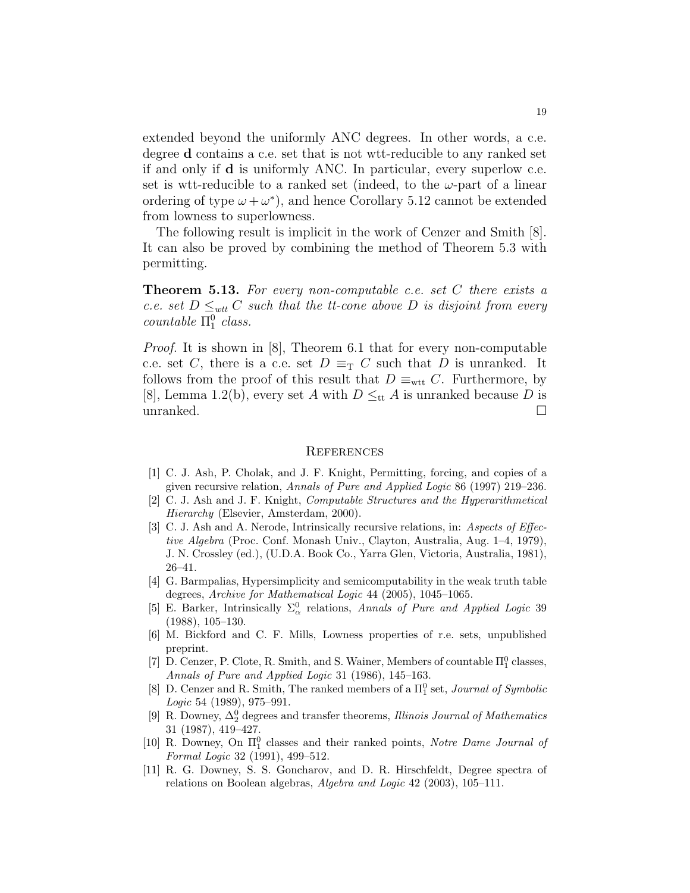extended beyond the uniformly ANC degrees. In other words, a c.e. degree **d** contains a c.e. set that is not wtt-reducible to any ranked set if and only if **d** is uniformly ANC. In particular, every superlow c.e. set is wtt-reducible to a ranked set (indeed, to the $\omega$-part of a linear ordering of type $\omega + \omega^*$), and hence Corollary 5.12 cannot be extended from lowness to superlowness.

The following result is implicit in the work of Cenzer and Smith [8]. It can also be proved by combining the method of Theorem 5.3 with permitting.

**Theorem 5.13.** *For every non-computable c.e. set $C$ there exists a c.e. set $D \leq_{wtt} C$ such that the tt-cone above $D$ is disjoint from every countable $\Pi^0_1$ class.*

*Proof.* It is shown in [8], Theorem 6.1 that for every non-computable c.e. set $C$, there is a c.e. set $D \equiv_{\mathrm{T}} C$ such that $D$ is unranked. It follows from the proof of this result that $D \equiv_{\mathrm{wtt}} C$. Furthermore, by [8], Lemma 1.2(b), every set $A$ with $D \leq_{\mathrm{tt}} A$ is unranked because $D$ is unranked. □

## References

[1] C. J. Ash, P. Cholak, and J. F. Knight, Permitting, forcing, and copies of a given recursive relation, *Annals of Pure and Applied Logic* 86 (1997) 219–236.

[2] C. J. Ash and J. F. Knight, *Computable Structures and the Hyperarithmetical Hierarchy* (Elsevier, Amsterdam, 2000).

[3] C. J. Ash and A. Nerode, Intrinsically recursive relations, in: *Aspects of Effective Algebra* (Proc. Conf. Monash Univ., Clayton, Australia, Aug. 1–4, 1979), J. N. Crossley (ed.), (U.D.A. Book Co., Yarra Glen, Victoria, Australia, 1981), 26–41.

[4] G. Barmpalias, Hypersimplicity and semicomputability in the weak truth table degrees, *Archive for Mathematical Logic* 44 (2005), 1045–1065.

[5] E. Barker, Intrinsically $\Sigma^0_\alpha$ relations, *Annals of Pure and Applied Logic* 39 (1988), 105–130.

[6] M. Bickford and C. F. Mills, Lowness properties of r.e. sets, unpublished preprint.

[7] D. Cenzer, P. Clote, R. Smith, and S. Wainer, Members of countable $\Pi^0_1$ classes, *Annals of Pure and Applied Logic* 31 (1986), 145–163.

[8] D. Cenzer and R. Smith, The ranked members of a $\Pi^0_1$ set, *Journal of Symbolic Logic* 54 (1989), 975–991.

[9] R. Downey, $\Delta^0_2$ degrees and transfer theorems, *Illinois Journal of Mathematics* 31 (1987), 419–427.

[10] R. Downey, On $\Pi^0_1$ classes and their ranked points, *Notre Dame Journal of Formal Logic* 32 (1991), 499–512.

[11] R. G. Downey, S. S. Goncharov, and D. R. Hirschfeldt, Degree spectra of relations on Boolean algebras, *Algebra and Logic* 42 (2003), 105–111.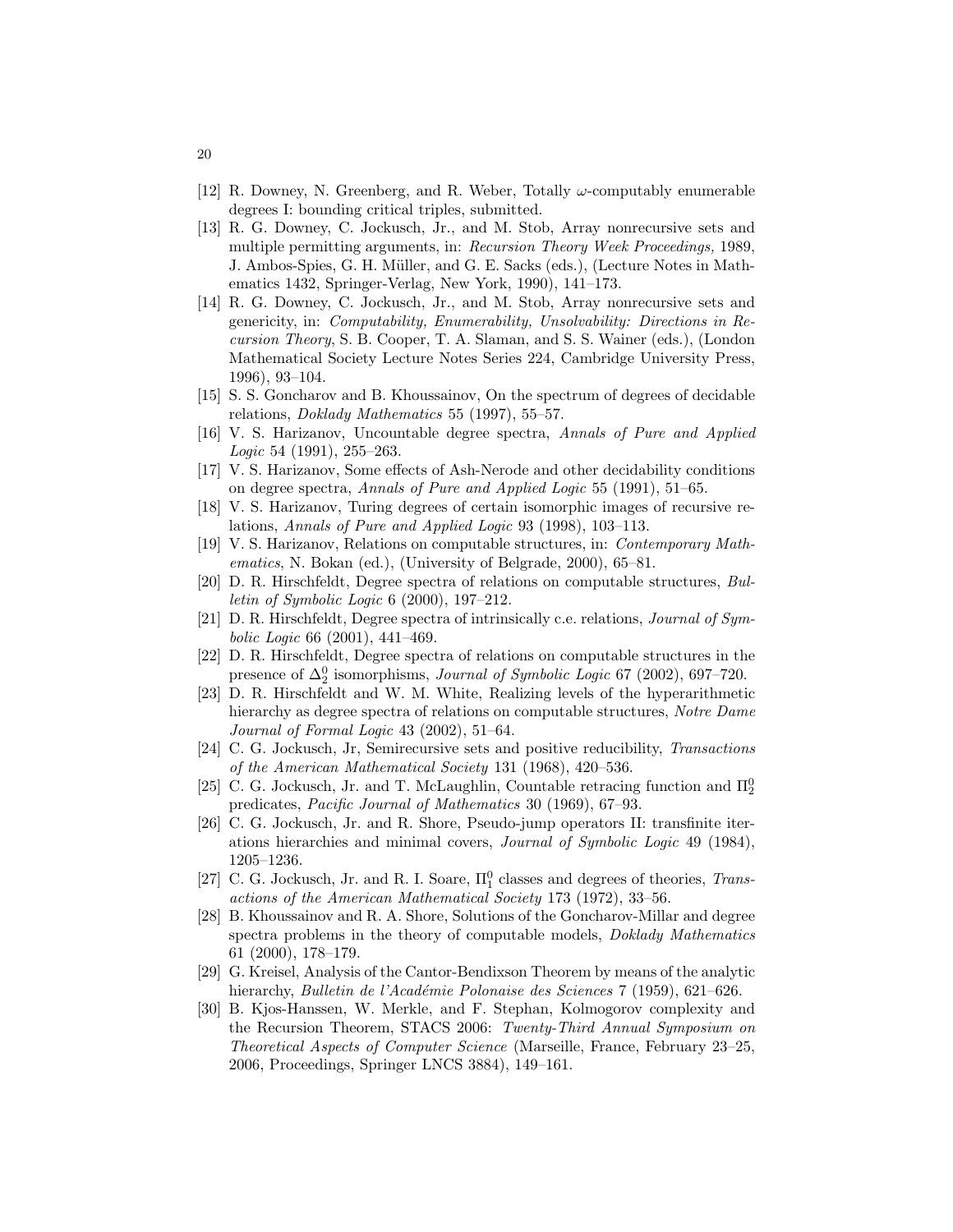[12] R. Downey, N. Greenberg, and R. Weber, Totally $\omega$-computably enumerable degrees I: bounding critical triples, submitted.

[13] R. G. Downey, C. Jockusch, Jr., and M. Stob, Array nonrecursive sets and multiple permitting arguments, in: *Recursion Theory Week Proceedings,* 1989, J. Ambos-Spies, G. H. Müller, and G. E. Sacks (eds.), (Lecture Notes in Mathematics 1432, Springer-Verlag, New York, 1990), 141–173.

[14] R. G. Downey, C. Jockusch, Jr., and M. Stob, Array nonrecursive sets and genericity, in: *Computability, Enumerability, Unsolvability: Directions in Recursion Theory*, S. B. Cooper, T. A. Slaman, and S. S. Wainer (eds.), (London Mathematical Society Lecture Notes Series 224, Cambridge University Press, 1996), 93–104.

[15] S. S. Goncharov and B. Khoussainov, On the spectrum of degrees of decidable relations, *Doklady Mathematics* 55 (1997), 55–57.

[16] V. S. Harizanov, Uncountable degree spectra, *Annals of Pure and Applied Logic* 54 (1991), 255–263.

[17] V. S. Harizanov, Some effects of Ash-Nerode and other decidability conditions on degree spectra, *Annals of Pure and Applied Logic* 55 (1991), 51–65.

[18] V. S. Harizanov, Turing degrees of certain isomorphic images of recursive relations, *Annals of Pure and Applied Logic* 93 (1998), 103–113.

[19] V. S. Harizanov, Relations on computable structures, in: *Contemporary Mathematics*, N. Bokan (ed.), (University of Belgrade, 2000), 65–81.

[20] D. R. Hirschfeldt, Degree spectra of relations on computable structures, *Bulletin of Symbolic Logic* 6 (2000), 197–212.

[21] D. R. Hirschfeldt, Degree spectra of intrinsically c.e. relations, *Journal of Symbolic Logic* 66 (2001), 441–469.

[22] D. R. Hirschfeldt, Degree spectra of relations on computable structures in the presence of $\Delta^0_2$ isomorphisms, *Journal of Symbolic Logic* 67 (2002), 697–720.

[23] D. R. Hirschfeldt and W. M. White, Realizing levels of the hyperarithmetic hierarchy as degree spectra of relations on computable structures, *Notre Dame Journal of Formal Logic* 43 (2002), 51–64.

[24] C. G. Jockusch, Jr, Semirecursive sets and positive reducibility, *Transactions of the American Mathematical Society* 131 (1968), 420–536.

[25] C. G. Jockusch, Jr. and T. McLaughlin, Countable retracing function and $\Pi^0_2$ predicates, *Pacific Journal of Mathematics* 30 (1969), 67–93.

[26] C. G. Jockusch, Jr. and R. Shore, Pseudo-jump operators II: transfinite iterations hierarchies and minimal covers, *Journal of Symbolic Logic* 49 (1984), 1205–1236.

[27] C. G. Jockusch, Jr. and R. I. Soare, $\Pi^0_1$ classes and degrees of theories, *Transactions of the American Mathematical Society* 173 (1972), 33–56.

[28] B. Khoussainov and R. A. Shore, Solutions of the Goncharov-Millar and degree spectra problems in the theory of computable models, *Doklady Mathematics* 61 (2000), 178–179.

[29] G. Kreisel, Analysis of the Cantor-Bendixson Theorem by means of the analytic hierarchy, *Bulletin de l'Académie Polonaise des Sciences* 7 (1959), 621–626.

[30] B. Kjos-Hanssen, W. Merkle, and F. Stephan, Kolmogorov complexity and the Recursion Theorem, STACS 2006: *Twenty-Third Annual Symposium on Theoretical Aspects of Computer Science* (Marseille, France, February 23–25, 2006, Proceedings, Springer LNCS 3884), 149–161.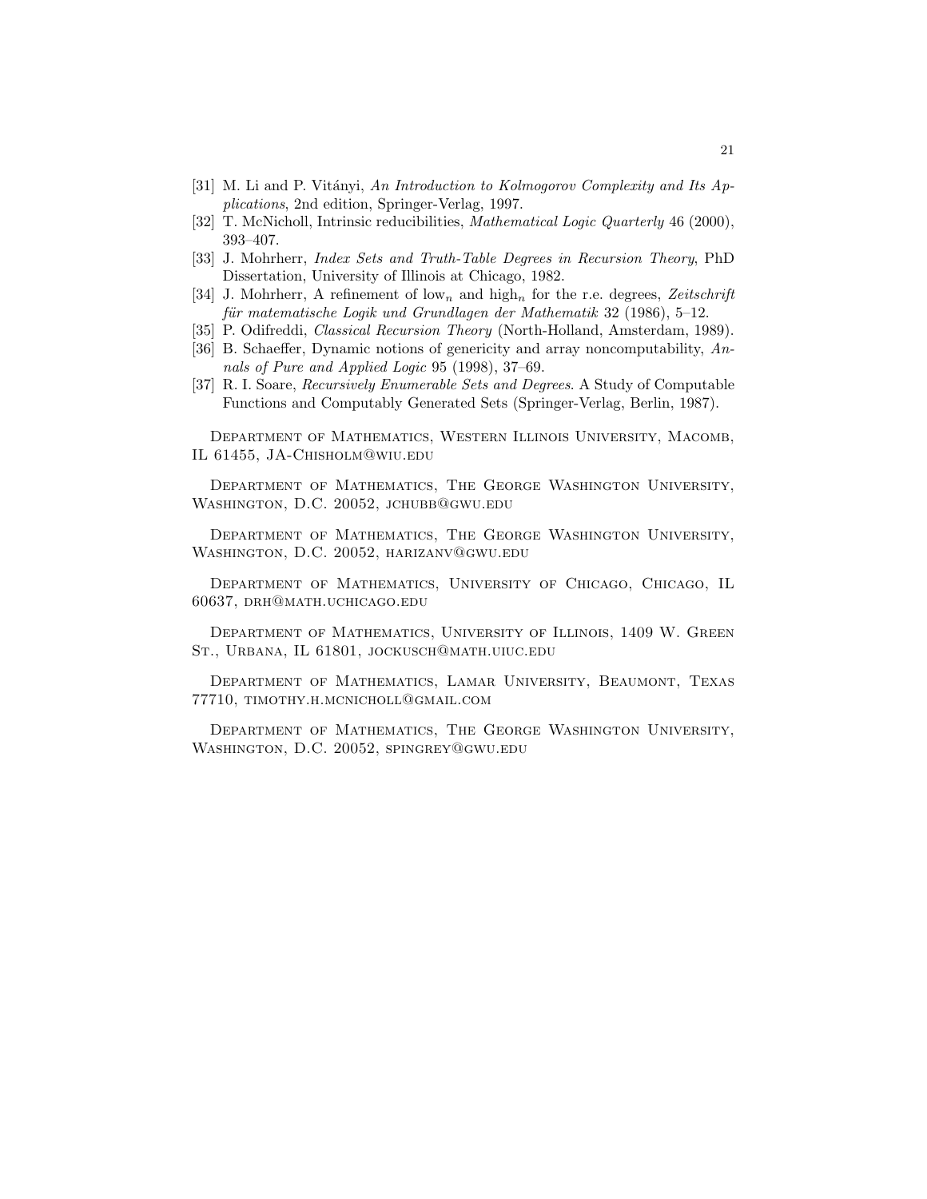[31] M. Li and P. Vitányi, *An Introduction to Kolmogorov Complexity and Its Applications*, 2nd edition, Springer-Verlag, 1997.

[32] T. McNicholl, Intrinsic reducibilities, *Mathematical Logic Quarterly* 46 (2000), 393–407.

[33] J. Mohrherr, *Index Sets and Truth-Table Degrees in Recursion Theory*, PhD Dissertation, University of Illinois at Chicago, 1982.

[34] J. Mohrherr, A refinement of $\text{low}_n$ and $\text{high}_n$ for the r.e. degrees, *Zeitschrift für matematische Logik und Grundlagen der Mathematik* 32 (1986), 5–12.

[35] P. Odifreddi, *Classical Recursion Theory* (North-Holland, Amsterdam, 1989).

[36] B. Schaeffer, Dynamic notions of genericity and array noncomputability, *Annals of Pure and Applied Logic* 95 (1998), 37–69.

[37] R. I. Soare, *Recursively Enumerable Sets and Degrees*. A Study of Computable Functions and Computably Generated Sets (Springer-Verlag, Berlin, 1987).

Department of Mathematics, Western Illinois University, Macomb, IL 61455, JA-Chisholm@wiu.edu

Department of Mathematics, The George Washington University, Washington, D.C. 20052, jchubb@gwu.edu

Department of Mathematics, The George Washington University, Washington, D.C. 20052, harizanv@gwu.edu

Department of Mathematics, University of Chicago, Chicago, IL 60637, drh@math.uchicago.edu

Department of Mathematics, University of Illinois, 1409 W. Green St., Urbana, IL 61801, jockusch@math.uiuc.edu

Department of Mathematics, Lamar University, Beaumont, Texas 77710, timothy.h.mcnicholl@gmail.com

Department of Mathematics, The George Washington University, Washington, D.C. 20052, spingrey@gwu.edu